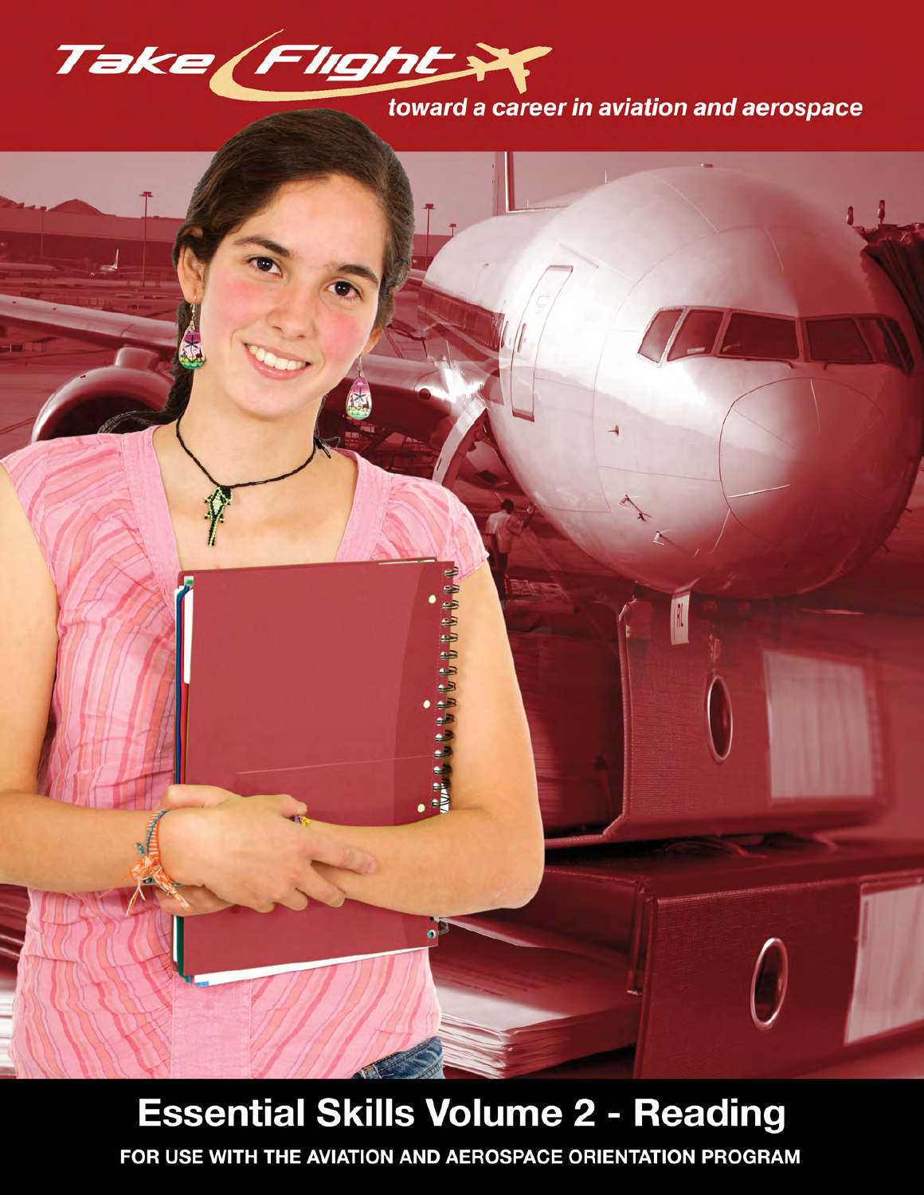# Take Flight

toward a career in aviation and aerospace

# Essential Skills Volume 2 - Reading

**FOR USE WITH THE AVIATION AND AEROSPACE ORIENTATION PROGRAM**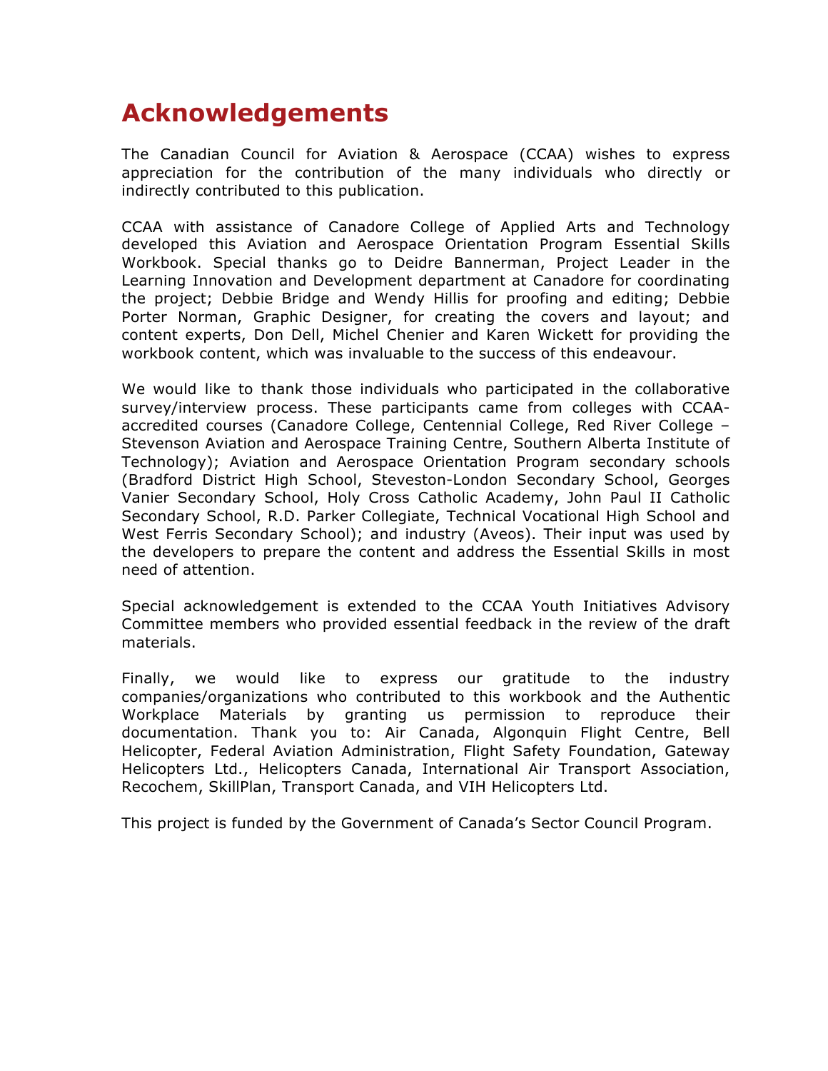# Acknowledgements

The Canadian Council for Aviation & Aerospace (CCAA) wishes to express appreciation for the contribution of the many individuals who directly or indirectly contributed to this publication.

CCAA with assistance of Canadore College of Applied Arts and Technology developed this Aviation and Aerospace Orientation Program Essential Skills Workbook. Special thanks go to Deidre Bannerman, Project Leader in the Learning Innovation and Development department at Canadore for coordinating the project; Debbie Bridge and Wendy Hillis for proofing and editing; Debbie Porter Norman, Graphic Designer, for creating the covers and layout; and content experts, Don Dell, Michel Chenier and Karen Wickett for providing the workbook content, which was invaluable to the success of this endeavour.

We would like to thank those individuals who participated in the collaborative survey/interview process. These participants came from colleges with CCAA-accredited courses (Canadore College, Centennial College, Red River College – Stevenson Aviation and Aerospace Training Centre, Southern Alberta Institute of Technology); Aviation and Aerospace Orientation Program secondary schools (Bradford District High School, Steveston-London Secondary School, Georges Vanier Secondary School, Holy Cross Catholic Academy, John Paul II Catholic Secondary School, R.D. Parker Collegiate, Technical Vocational High School and West Ferris Secondary School); and industry (Aveos). Their input was used by the developers to prepare the content and address the Essential Skills in most need of attention.

Special acknowledgement is extended to the CCAA Youth Initiatives Advisory Committee members who provided essential feedback in the review of the draft materials.

Finally, we would like to express our gratitude to the industry companies/organizations who contributed to this workbook and the Authentic Workplace Materials by granting us permission to reproduce their documentation. Thank you to: Air Canada, Algonquin Flight Centre, Bell Helicopter, Federal Aviation Administration, Flight Safety Foundation, Gateway Helicopters Ltd., Helicopters Canada, International Air Transport Association, Recochem, SkillPlan, Transport Canada, and VIH Helicopters Ltd.

This project is funded by the Government of Canada's Sector Council Program.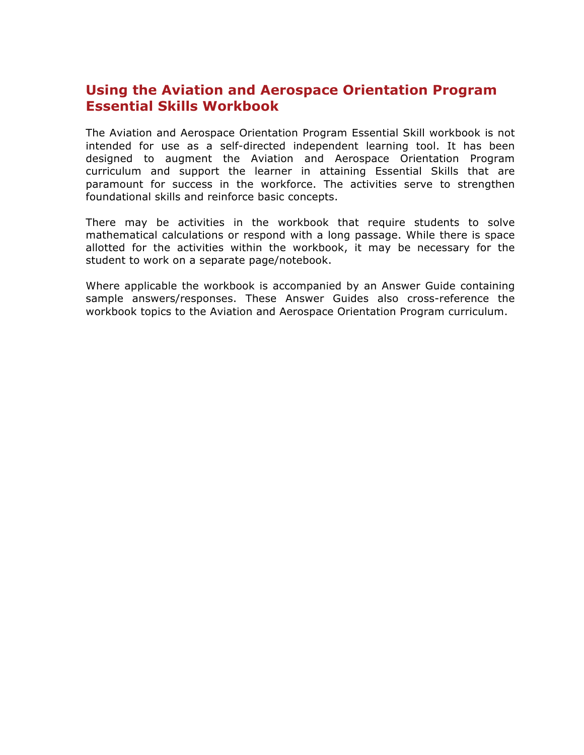# Using the Aviation and Aerospace Orientation Program Essential Skills Workbook

The Aviation and Aerospace Orientation Program Essential Skill workbook is not intended for use as a self-directed independent learning tool. It has been designed to augment the Aviation and Aerospace Orientation Program curriculum and support the learner in attaining Essential Skills that are paramount for success in the workforce. The activities serve to strengthen foundational skills and reinforce basic concepts.

There may be activities in the workbook that require students to solve mathematical calculations or respond with a long passage. While there is space allotted for the activities within the workbook, it may be necessary for the student to work on a separate page/notebook.

Where applicable the workbook is accompanied by an Answer Guide containing sample answers/responses. These Answer Guides also cross-reference the workbook topics to the Aviation and Aerospace Orientation Program curriculum.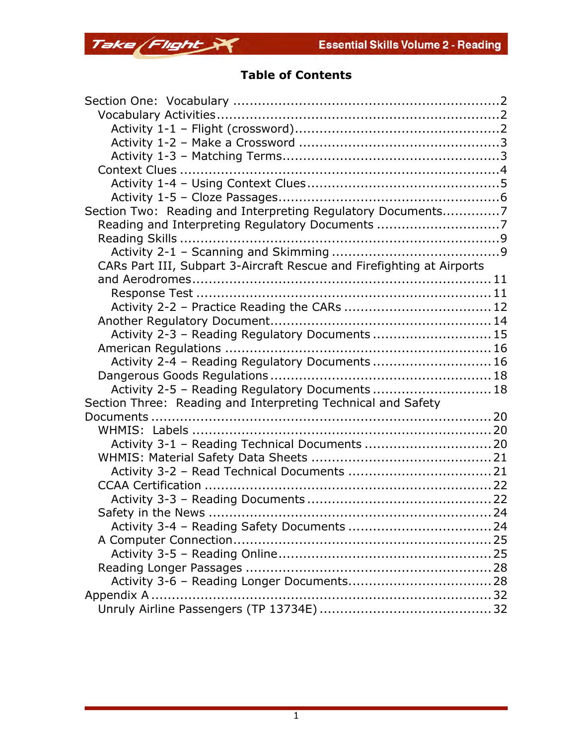## Table of Contents

- Section One: Vocabulary ................................................................2
  - Vocabulary Activities ....................................................................2
    - Activity 1-1 – Flight (crossword) ....................................................2
    - Activity 1-2 – Make a Crossword ....................................................3
    - Activity 1-3 – Matching Terms ........................................................3
  - Context Clues ...............................................................................4
    - Activity 1-4 – Using Context Clues ...................................................5
    - Activity 1-5 – Cloze Passages .........................................................6
- Section Two: Reading and Interpreting Regulatory Documents ..............7
  - Reading and Interpreting Regulatory Documents ..............................7
  - Reading Skills ...............................................................................9
    - Activity 2-1 – Scanning and Skimming ..............................................9
  - CARs Part III, Subpart 3-Aircraft Rescue and Firefighting at Airports and Aerodromes ........................................................................11
    - Response Test ...........................................................................11
    - Activity 2-2 – Practice Reading the CARs .........................................12
  - Another Regulatory Document .......................................................14
    - Activity 2-3 – Reading Regulatory Documents ..................................15
  - American Regulations ...................................................................16
    - Activity 2-4 – Reading Regulatory Documents ..................................16
  - Dangerous Goods Regulations ........................................................18
    - Activity 2-5 – Reading Regulatory Documents ..................................18
- Section Three: Reading and Interpreting Technical and Safety Documents ........................................................................................20
  - WHMIS: Labels ...........................................................................20
    - Activity 3-1 – Reading Technical Documents ....................................20
  - WHMIS: Material Safety Data Sheets ..............................................21
    - Activity 3-2 – Read Technical Documents ........................................21
  - CCAA Certification .......................................................................22
    - Activity 3-3 – Reading Documents ..................................................22
  - Safety in the News .......................................................................24
    - Activity 3-4 – Reading Safety Documents ........................................24
  - A Computer Connection .................................................................25
    - Activity 3-5 – Reading Online .........................................................25
  - Reading Longer Passages ..............................................................28
    - Activity 3-6 – Reading Longer Documents ........................................28
- Appendix A .....................................................................................32
  - Unruly Airline Passengers (TP 13734E) ...........................................32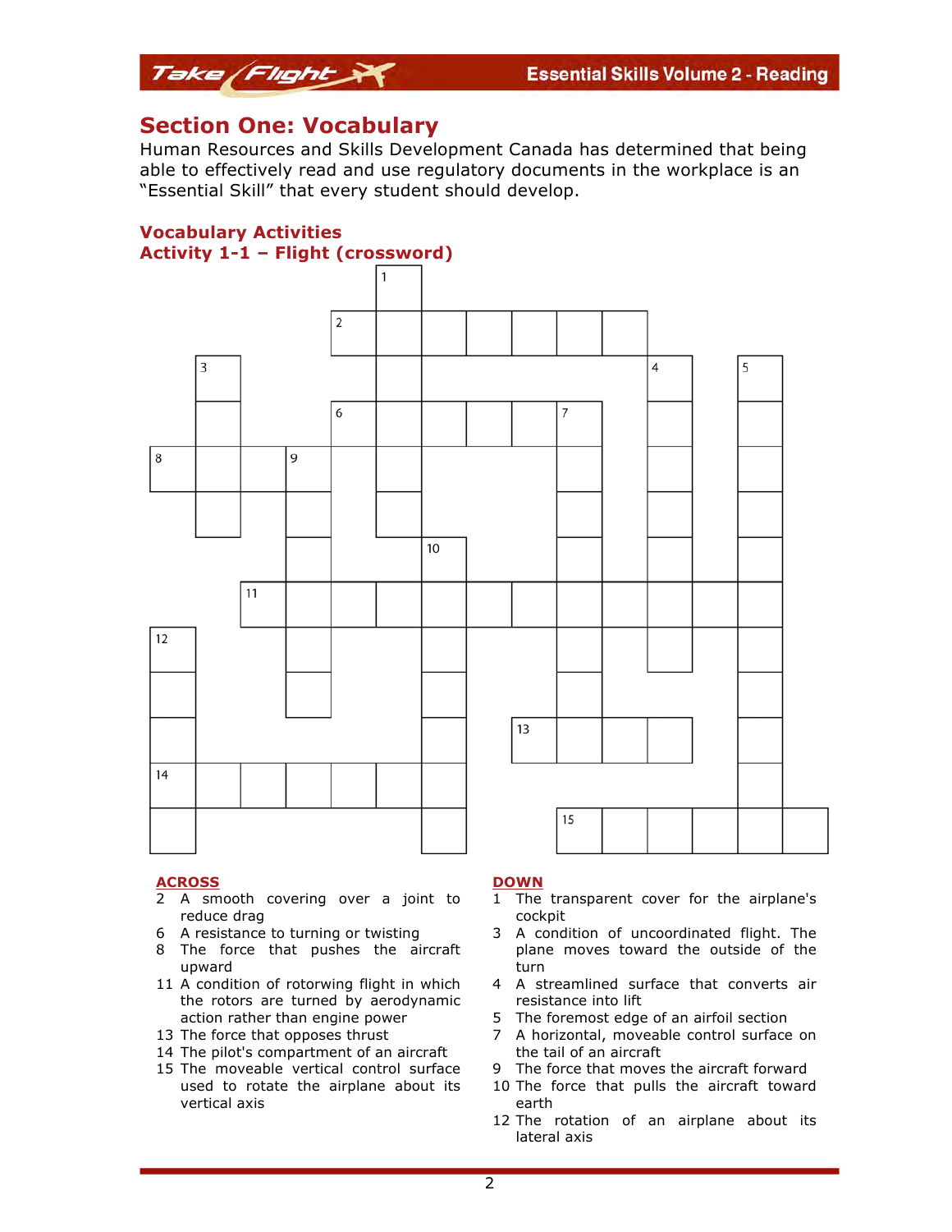## Section One: Vocabulary

Human Resources and Skills Development Canada has determined that being able to effectively read and use regulatory documents in the workplace is an "Essential Skill" that every student should develop.

### Vocabulary Activities

### Activity 1-1 – Flight (crossword)

**ACROSS**

2 A smooth covering over a joint to reduce drag
6 A resistance to turning or twisting
8 The force that pushes the aircraft upward
11 A condition of rotorwing flight in which the rotors are turned by aerodynamic action rather than engine power
13 The force that opposes thrust
14 The pilot's compartment of an aircraft
15 The moveable vertical control surface used to rotate the airplane about its vertical axis

**DOWN**

1 The transparent cover for the airplane's cockpit
3 A condition of uncoordinated flight. The plane moves toward the outside of the turn
4 A streamlined surface that converts air resistance into lift
5 The foremost edge of an airfoil section
7 A horizontal, moveable control surface on the tail of an aircraft
9 The force that moves the aircraft forward
10 The force that pulls the aircraft toward earth
12 The rotation of an airplane about its lateral axis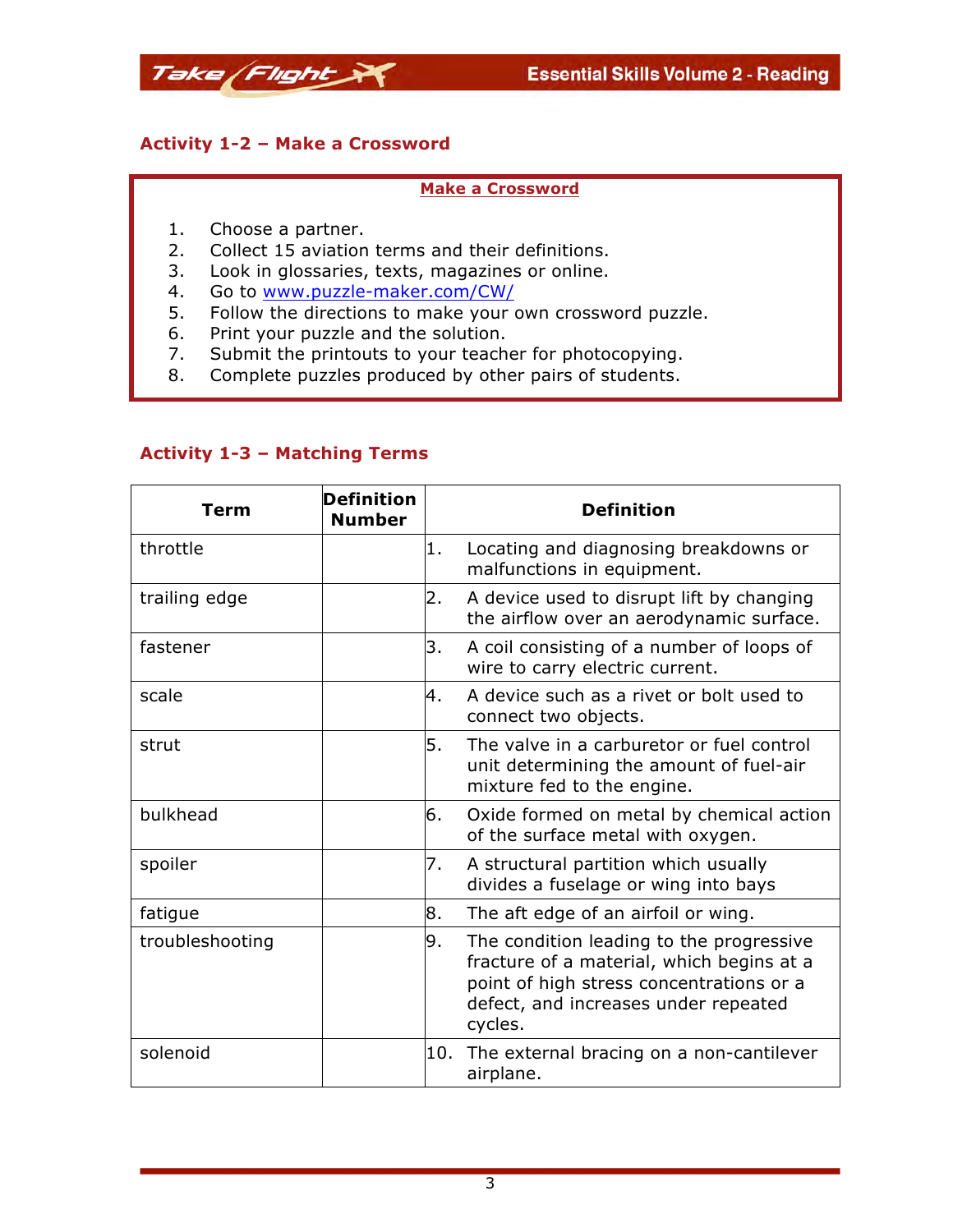### Activity 1-2 – Make a Crossword

**Make a Crossword**

1. Choose a partner.
2. Collect 15 aviation terms and their definitions.
3. Look in glossaries, texts, magazines or online.
4. Go to www.puzzle-maker.com/CW/
5. Follow the directions to make your own crossword puzzle.
6. Print your puzzle and the solution.
7. Submit the printouts to your teacher for photocopying.
8. Complete puzzles produced by other pairs of students.

### Activity 1-3 – Matching Terms

| Term | Definition Number | Definition |
|---|---|---|
| throttle | | 1. Locating and diagnosing breakdowns or malfunctions in equipment. |
| trailing edge | | 2. A device used to disrupt lift by changing the airflow over an aerodynamic surface. |
| fastener | | 3. A coil consisting of a number of loops of wire to carry electric current. |
| scale | | 4. A device such as a rivet or bolt used to connect two objects. |
| strut | | 5. The valve in a carburetor or fuel control unit determining the amount of fuel-air mixture fed to the engine. |
| bulkhead | | 6. Oxide formed on metal by chemical action of the surface metal with oxygen. |
| spoiler | | 7. A structural partition which usually divides a fuselage or wing into bays |
| fatigue | | 8. The aft edge of an airfoil or wing. |
| troubleshooting | | 9. The condition leading to the progressive fracture of a material, which begins at a point of high stress concentrations or a defect, and increases under repeated cycles. |
| solenoid | | 10. The external bracing on a non-cantilever airplane. |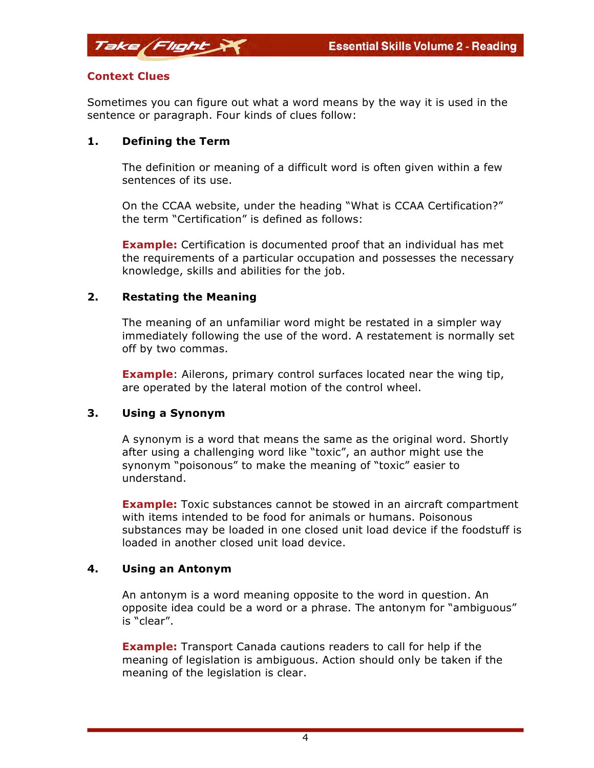## Context Clues

Sometimes you can figure out what a word means by the way it is used in the sentence or paragraph. Four kinds of clues follow:

### 1. Defining the Term

The definition or meaning of a difficult word is often given within a few sentences of its use.

On the CCAA website, under the heading "What is CCAA Certification?" the term "Certification" is defined as follows:

**Example:** Certification is documented proof that an individual has met the requirements of a particular occupation and possesses the necessary knowledge, skills and abilities for the job.

### 2. Restating the Meaning

The meaning of an unfamiliar word might be restated in a simpler way immediately following the use of the word. A restatement is normally set off by two commas.

**Example**: Ailerons, primary control surfaces located near the wing tip, are operated by the lateral motion of the control wheel.

### 3. Using a Synonym

A synonym is a word that means the same as the original word. Shortly after using a challenging word like "toxic", an author might use the synonym "poisonous" to make the meaning of "toxic" easier to understand.

**Example:** Toxic substances cannot be stowed in an aircraft compartment with items intended to be food for animals or humans. Poisonous substances may be loaded in one closed unit load device if the foodstuff is loaded in another closed unit load device.

### 4. Using an Antonym

An antonym is a word meaning opposite to the word in question. An opposite idea could be a word or a phrase. The antonym for "ambiguous" is "clear".

**Example:** Transport Canada cautions readers to call for help if the meaning of legislation is ambiguous. Action should only be taken if the meaning of the legislation is clear.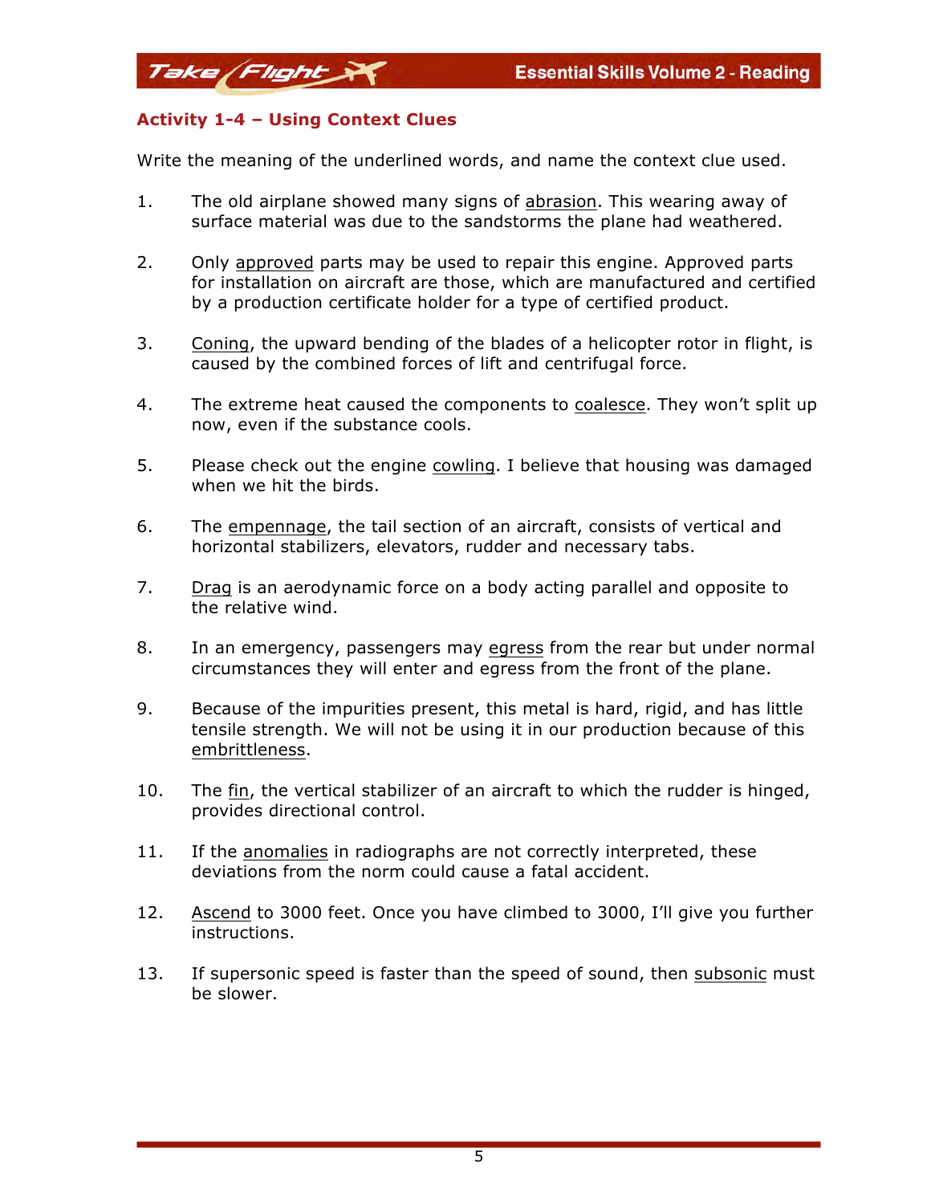### Activity 1-4 – Using Context Clues

Write the meaning of the underlined words, and name the context clue used.

1. The old airplane showed many signs of <u>abrasion</u>. This wearing away of surface material was due to the sandstorms the plane had weathered.

2. Only <u>approved</u> parts may be used to repair this engine. Approved parts for installation on aircraft are those, which are manufactured and certified by a production certificate holder for a type of certified product.

3. <u>Coning</u>, the upward bending of the blades of a helicopter rotor in flight, is caused by the combined forces of lift and centrifugal force.

4. The extreme heat caused the components to <u>coalesce</u>. They won't split up now, even if the substance cools.

5. Please check out the engine <u>cowling</u>. I believe that housing was damaged when we hit the birds.

6. The <u>empennage</u>, the tail section of an aircraft, consists of vertical and horizontal stabilizers, elevators, rudder and necessary tabs.

7. <u>Drag</u> is an aerodynamic force on a body acting parallel and opposite to the relative wind.

8. In an emergency, passengers may <u>egress</u> from the rear but under normal circumstances they will enter and egress from the front of the plane.

9. Because of the impurities present, this metal is hard, rigid, and has little tensile strength. We will not be using it in our production because of this <u>embrittleness</u>.

10. The <u>fin</u>, the vertical stabilizer of an aircraft to which the rudder is hinged, provides directional control.

11. If the <u>anomalies</u> in radiographs are not correctly interpreted, these deviations from the norm could cause a fatal accident.

12. <u>Ascend</u> to 3000 feet. Once you have climbed to 3000, I'll give you further instructions.

13. If supersonic speed is faster than the speed of sound, then <u>subsonic</u> must be slower.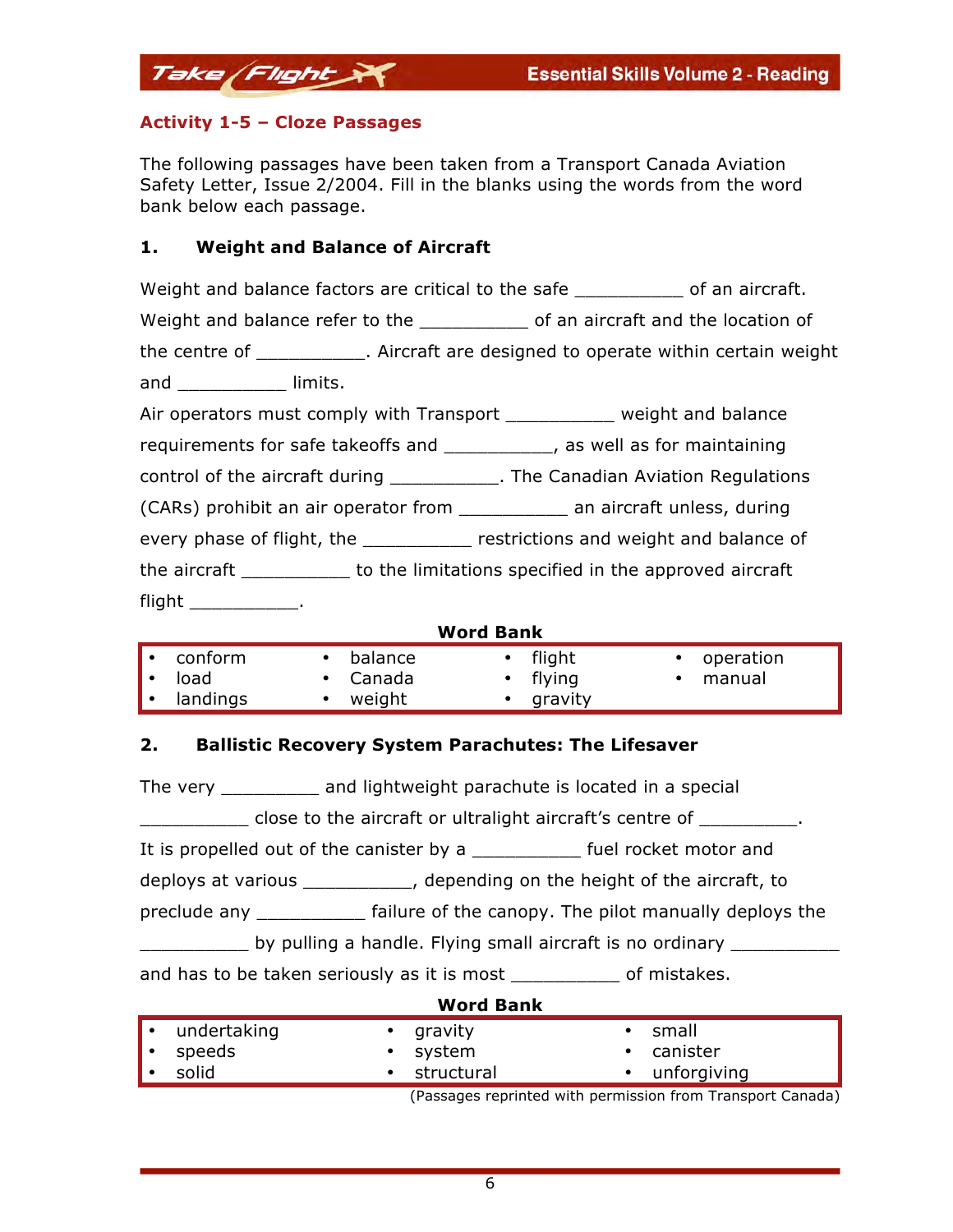## Activity 1-5 – Cloze Passages

The following passages have been taken from a Transport Canada Aviation Safety Letter, Issue 2/2004. Fill in the blanks using the words from the word bank below each passage.

### 1. Weight and Balance of Aircraft

Weight and balance factors are critical to the safe __________ of an aircraft. Weight and balance refer to the __________ of an aircraft and the location of the centre of __________. Aircraft are designed to operate within certain weight and __________ limits.

Air operators must comply with Transport __________ weight and balance requirements for safe takeoffs and __________, as well as for maintaining control of the aircraft during __________. The Canadian Aviation Regulations (CARs) prohibit an air operator from __________ an aircraft unless, during every phase of flight, the __________ restrictions and weight and balance of the aircraft __________ to the limitations specified in the approved aircraft flight __________.

**Word Bank**

| | | | |
|---|---|---|---|
| • conform | • balance | • flight | • operation |
| • load | • Canada | • flying | • manual |
| • landings | • weight | • gravity | |

### 2. Ballistic Recovery System Parachutes: The Lifesaver

The very _________ and lightweight parachute is located in a special __________ close to the aircraft or ultralight aircraft's centre of _________. It is propelled out of the canister by a __________ fuel rocket motor and deploys at various __________, depending on the height of the aircraft, to preclude any __________ failure of the canopy. The pilot manually deploys the __________ by pulling a handle. Flying small aircraft is no ordinary __________ and has to be taken seriously as it is most __________ of mistakes.

**Word Bank**

| | | |
|---|---|---|
| • undertaking | • gravity | • small |
| • speeds | • system | • canister |
| • solid | • structural | • unforgiving |

(Passages reprinted with permission from Transport Canada)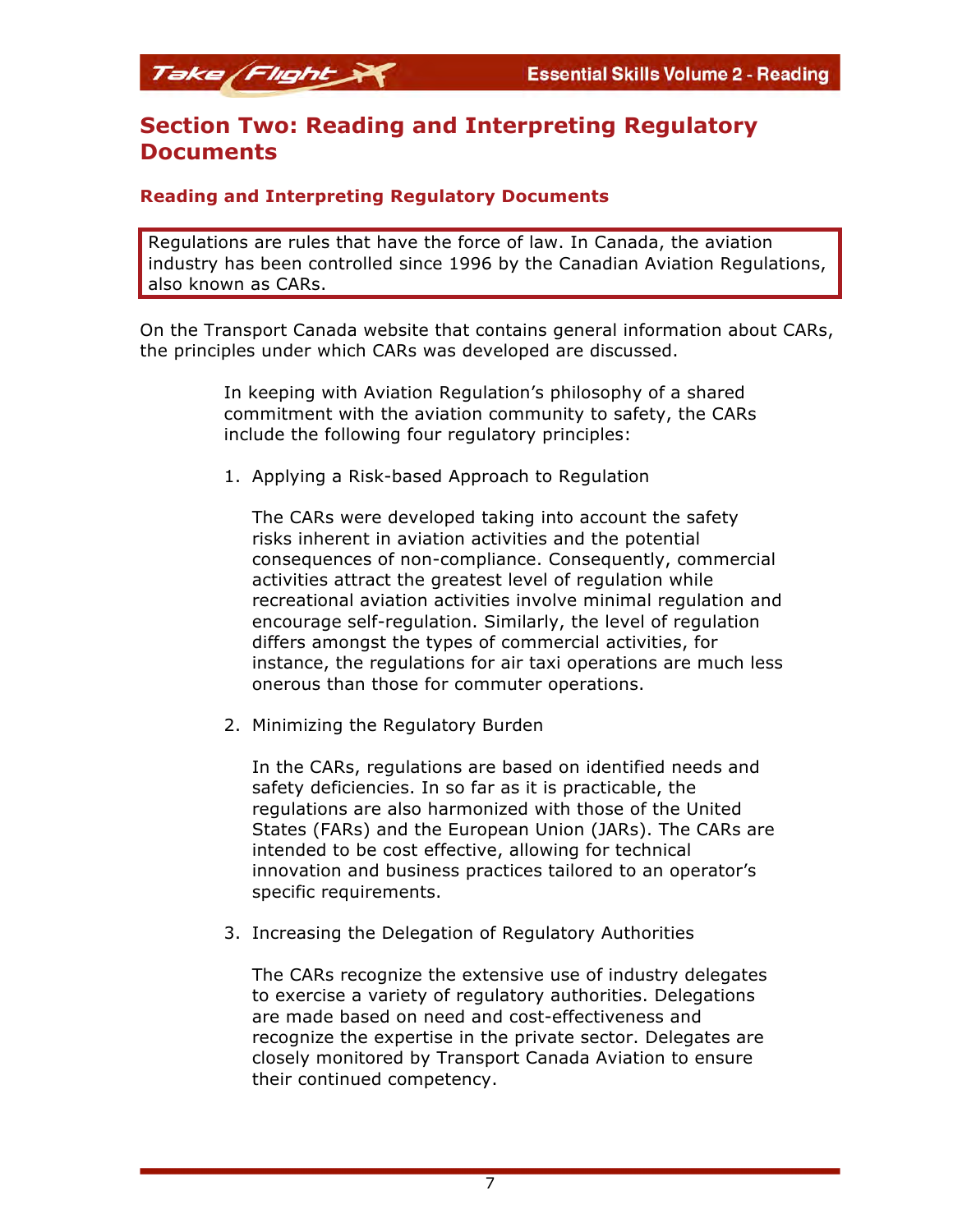## Section Two: Reading and Interpreting Regulatory Documents

### Reading and Interpreting Regulatory Documents

Regulations are rules that have the force of law. In Canada, the aviation industry has been controlled since 1996 by the Canadian Aviation Regulations, also known as CARs.

On the Transport Canada website that contains general information about CARs, the principles under which CARs was developed are discussed.

> In keeping with Aviation Regulation's philosophy of a shared commitment with the aviation community to safety, the CARs include the following four regulatory principles:
>
> 1. Applying a Risk-based Approach to Regulation
>
>    The CARs were developed taking into account the safety risks inherent in aviation activities and the potential consequences of non-compliance. Consequently, commercial activities attract the greatest level of regulation while recreational aviation activities involve minimal regulation and encourage self-regulation. Similarly, the level of regulation differs amongst the types of commercial activities, for instance, the regulations for air taxi operations are much less onerous than those for commuter operations.
>
> 2. Minimizing the Regulatory Burden
>
>    In the CARs, regulations are based on identified needs and safety deficiencies. In so far as it is practicable, the regulations are also harmonized with those of the United States (FARs) and the European Union (JARs). The CARs are intended to be cost effective, allowing for technical innovation and business practices tailored to an operator's specific requirements.
>
> 3. Increasing the Delegation of Regulatory Authorities
>
>    The CARs recognize the extensive use of industry delegates to exercise a variety of regulatory authorities. Delegations are made based on need and cost-effectiveness and recognize the expertise in the private sector. Delegates are closely monitored by Transport Canada Aviation to ensure their continued competency.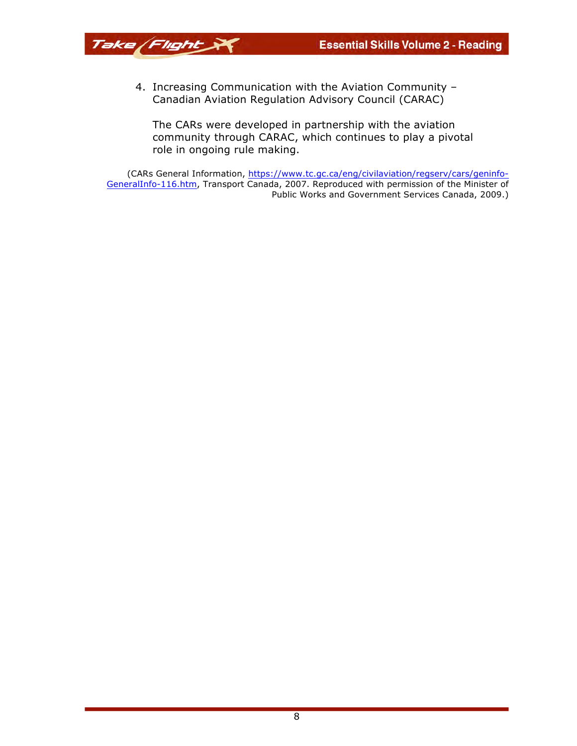4. Increasing Communication with the Aviation Community – Canadian Aviation Regulation Advisory Council (CARAC)

   The CARs were developed in partnership with the aviation community through CARAC, which continues to play a pivotal role in ongoing rule making.

(CARs General Information, [https://www.tc.gc.ca/eng/civilaviation/regserv/cars/geninfo-GeneralInfo-116.htm](https://www.tc.gc.ca/eng/civilaviation/regserv/cars/geninfo-GeneralInfo-116.htm), Transport Canada, 2007. Reproduced with permission of the Minister of Public Works and Government Services Canada, 2009.)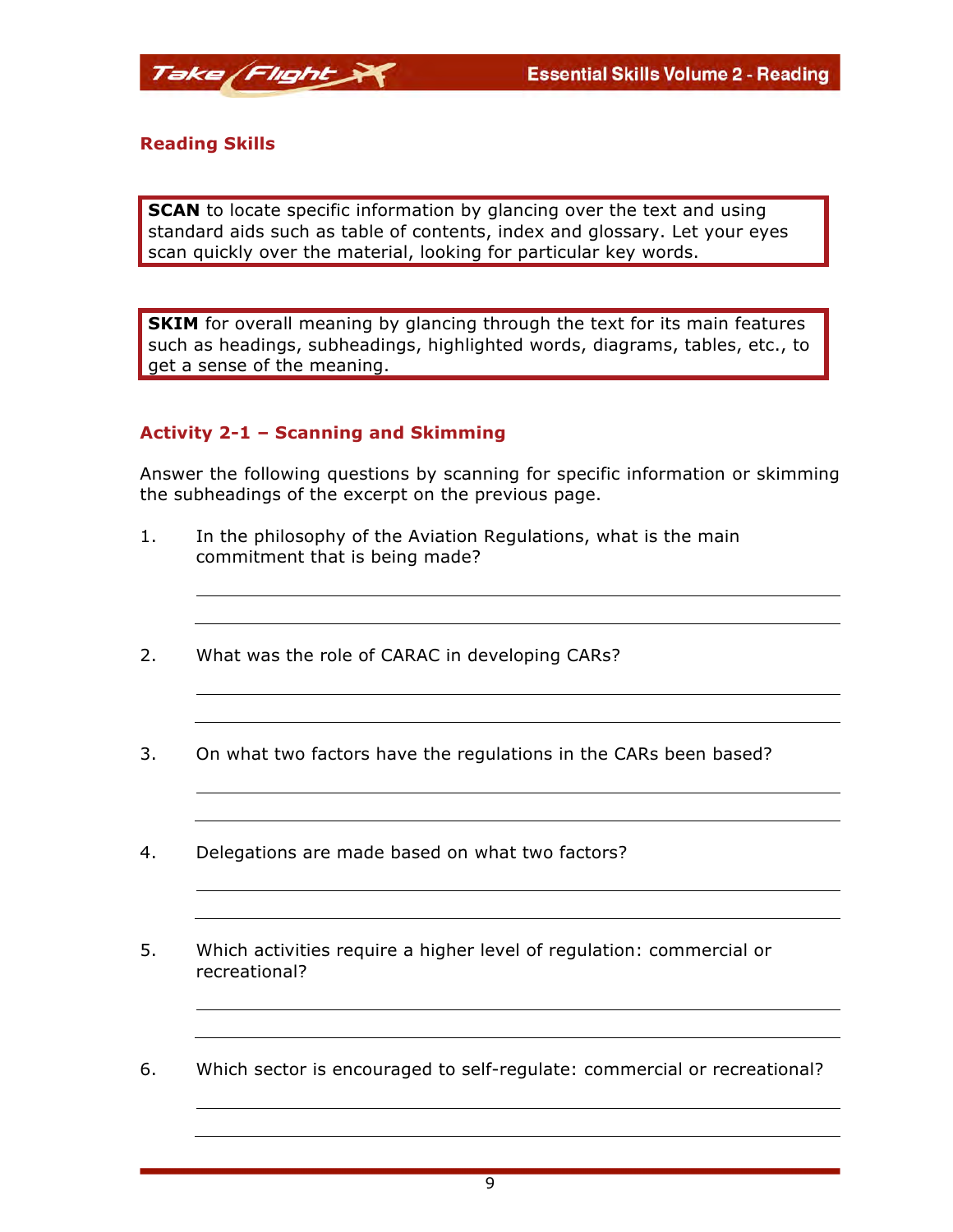## Reading Skills

**SCAN** to locate specific information by glancing over the text and using standard aids such as table of contents, index and glossary. Let your eyes scan quickly over the material, looking for particular key words.

**SKIM** for overall meaning by glancing through the text for its main features such as headings, subheadings, highlighted words, diagrams, tables, etc., to get a sense of the meaning.

### Activity 2-1 – Scanning and Skimming

Answer the following questions by scanning for specific information or skimming the subheadings of the excerpt on the previous page.

1. In the philosophy of the Aviation Regulations, what is the main commitment that is being made?

2. What was the role of CARAC in developing CARs?

3. On what two factors have the regulations in the CARs been based?

4. Delegations are made based on what two factors?

5. Which activities require a higher level of regulation: commercial or recreational?

6. Which sector is encouraged to self-regulate: commercial or recreational?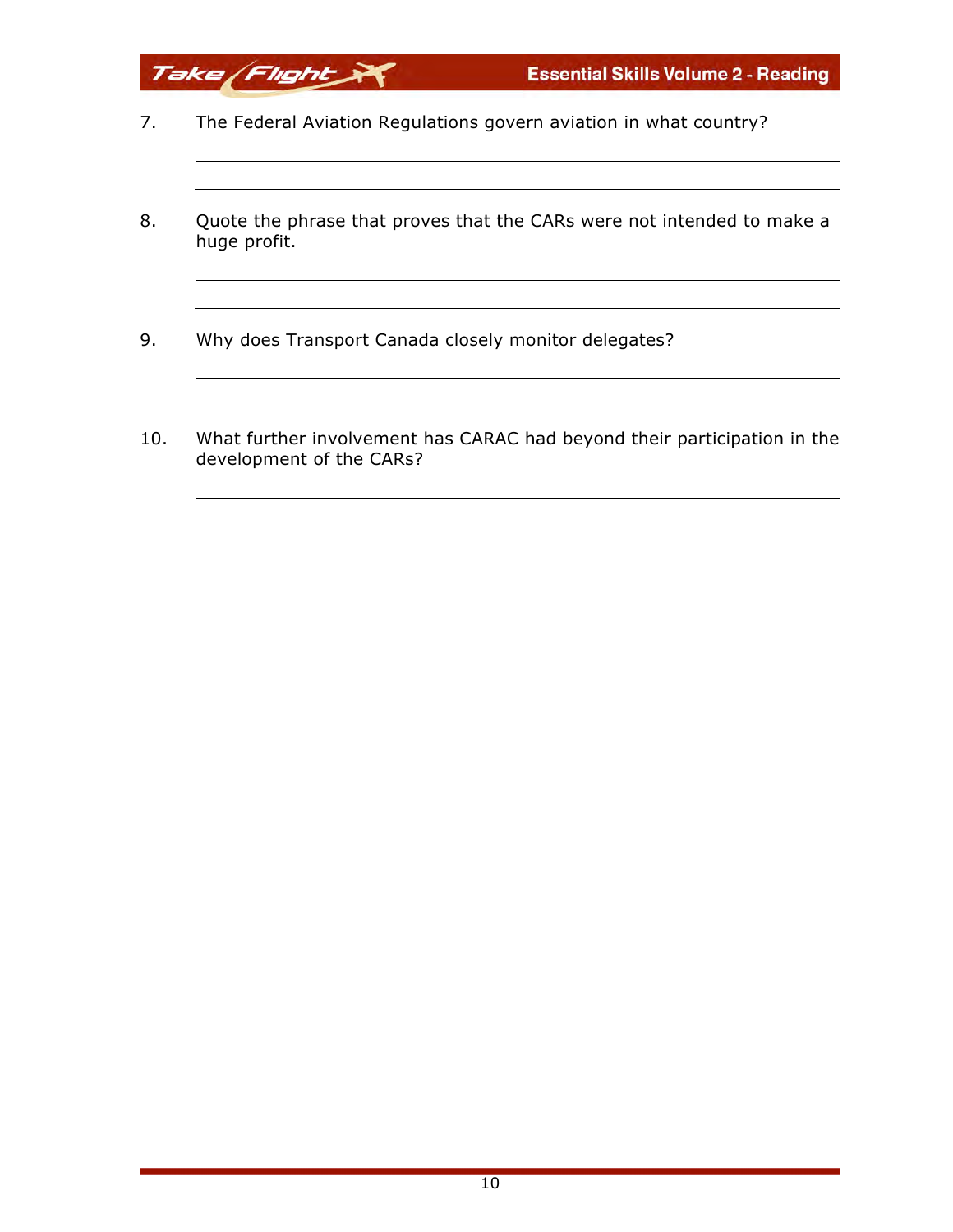7. The Federal Aviation Regulations govern aviation in what country?

______________________________________________________________________

______________________________________________________________________

8. Quote the phrase that proves that the CARs were not intended to make a huge profit.

______________________________________________________________________

______________________________________________________________________

9. Why does Transport Canada closely monitor delegates?

______________________________________________________________________

______________________________________________________________________

10. What further involvement has CARAC had beyond their participation in the development of the CARs?

______________________________________________________________________

______________________________________________________________________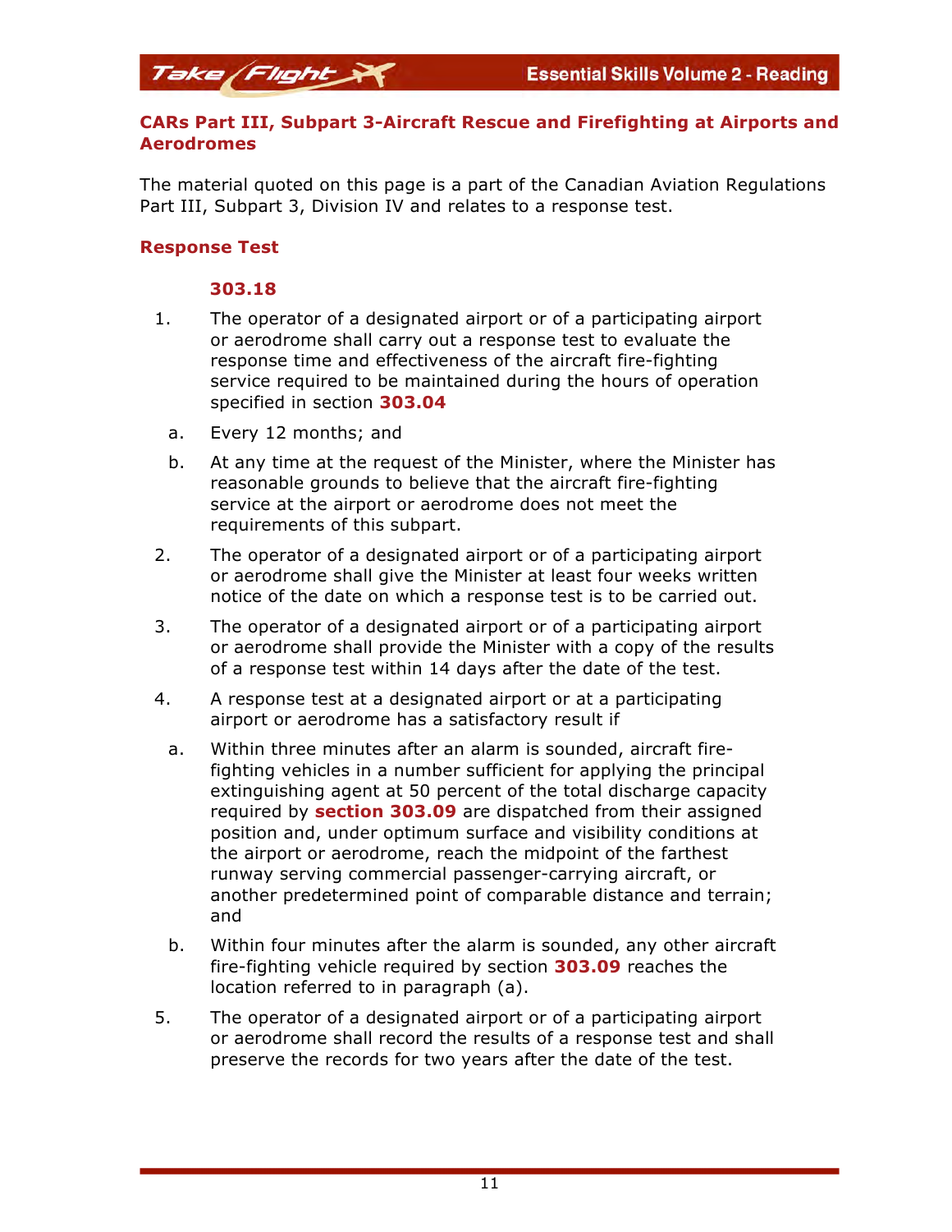## CARs Part III, Subpart 3-Aircraft Rescue and Firefighting at Airports and Aerodromes

The material quoted on this page is a part of the Canadian Aviation Regulations Part III, Subpart 3, Division IV and relates to a response test.

### Response Test

**303.18**

1. The operator of a designated airport or of a participating airport or aerodrome shall carry out a response test to evaluate the response time and effectiveness of the aircraft fire-fighting service required to be maintained during the hours of operation specified in section **303.04**
   a. Every 12 months; and
   b. At any time at the request of the Minister, where the Minister has reasonable grounds to believe that the aircraft fire-fighting service at the airport or aerodrome does not meet the requirements of this subpart.
2. The operator of a designated airport or of a participating airport or aerodrome shall give the Minister at least four weeks written notice of the date on which a response test is to be carried out.
3. The operator of a designated airport or of a participating airport or aerodrome shall provide the Minister with a copy of the results of a response test within 14 days after the date of the test.
4. A response test at a designated airport or at a participating airport or aerodrome has a satisfactory result if
   a. Within three minutes after an alarm is sounded, aircraft fire-fighting vehicles in a number sufficient for applying the principal extinguishing agent at 50 percent of the total discharge capacity required by **section 303.09** are dispatched from their assigned position and, under optimum surface and visibility conditions at the airport or aerodrome, reach the midpoint of the farthest runway serving commercial passenger-carrying aircraft, or another predetermined point of comparable distance and terrain; and
   b. Within four minutes after the alarm is sounded, any other aircraft fire-fighting vehicle required by section **303.09** reaches the location referred to in paragraph (a).
5. The operator of a designated airport or of a participating airport or aerodrome shall record the results of a response test and shall preserve the records for two years after the date of the test.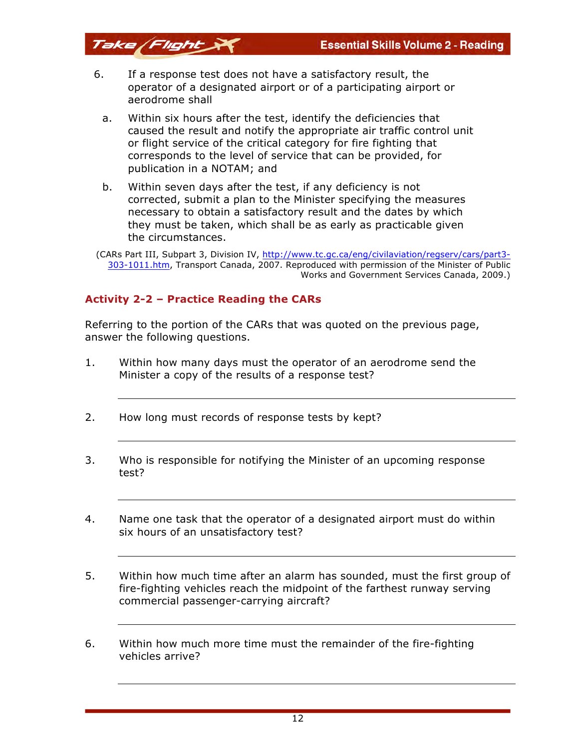6. If a response test does not have a satisfactory result, the operator of a designated airport or of a participating airport or aerodrome shall

   a. Within six hours after the test, identify the deficiencies that caused the result and notify the appropriate air traffic control unit or flight service of the critical category for fire fighting that corresponds to the level of service that can be provided, for publication in a NOTAM; and

   b. Within seven days after the test, if any deficiency is not corrected, submit a plan to the Minister specifying the measures necessary to obtain a satisfactory result and the dates by which they must be taken, which shall be as early as practicable given the circumstances.

(CARs Part III, Subpart 3, Division IV, http://www.tc.gc.ca/eng/civilaviation/regserv/cars/part3-303-1011.htm, Transport Canada, 2007. Reproduced with permission of the Minister of Public Works and Government Services Canada, 2009.)

## Activity 2-2 – Practice Reading the CARs

Referring to the portion of the CARs that was quoted on the previous page, answer the following questions.

1. Within how many days must the operator of an aerodrome send the Minister a copy of the results of a response test?

   ______________________________

2. How long must records of response tests by kept?

   ______________________________

3. Who is responsible for notifying the Minister of an upcoming response test?

   ______________________________

4. Name one task that the operator of a designated airport must do within six hours of an unsatisfactory test?

   ______________________________

5. Within how much time after an alarm has sounded, must the first group of fire-fighting vehicles reach the midpoint of the farthest runway serving commercial passenger-carrying aircraft?

   ______________________________

6. Within how much more time must the remainder of the fire-fighting vehicles arrive?

   ______________________________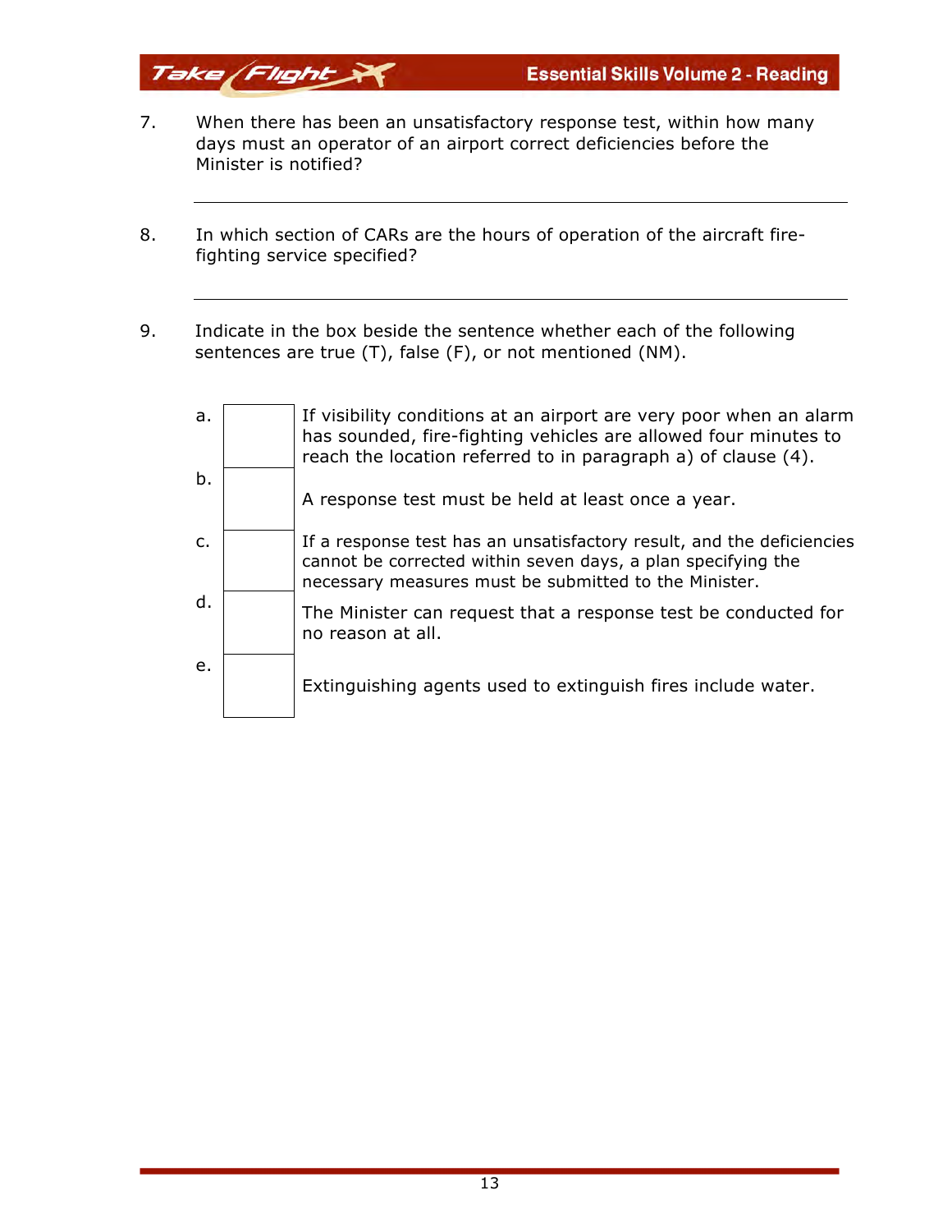7. When there has been an unsatisfactory response test, within how many days must an operator of an airport correct deficiencies before the Minister is notified?

___________________________________________________________________

8. In which section of CARs are the hours of operation of the aircraft fire-fighting service specified?

___________________________________________________________________

9. Indicate in the box beside the sentence whether each of the following sentences are true (T), false (F), or not mentioned (NM).

| | | |
|---|---|---|
| a. | | If visibility conditions at an airport are very poor when an alarm has sounded, fire-fighting vehicles are allowed four minutes to reach the location referred to in paragraph a) of clause (4). |
| b. | | A response test must be held at least once a year. |
| c. | | If a response test has an unsatisfactory result, and the deficiencies cannot be corrected within seven days, a plan specifying the necessary measures must be submitted to the Minister. |
| d. | | The Minister can request that a response test be conducted for no reason at all. |
| e. | | Extinguishing agents used to extinguish fires include water. |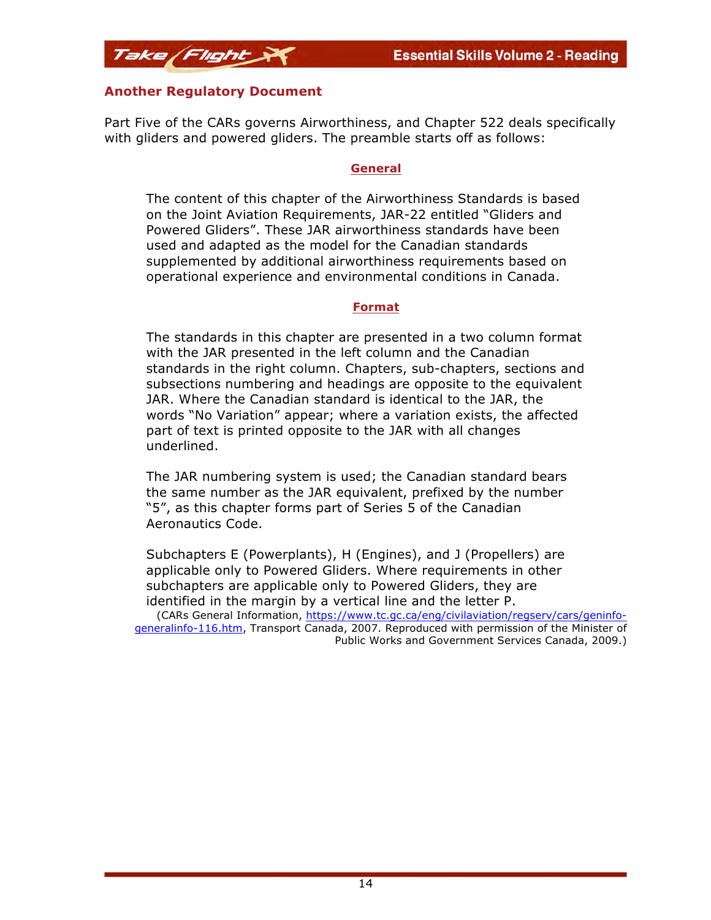## Another Regulatory Document

Part Five of the CARs governs Airworthiness, and Chapter 522 deals specifically with gliders and powered gliders. The preamble starts off as follows:

> **General**
>
> The content of this chapter of the Airworthiness Standards is based on the Joint Aviation Requirements, JAR-22 entitled "Gliders and Powered Gliders". These JAR airworthiness standards have been used and adapted as the model for the Canadian standards supplemented by additional airworthiness requirements based on operational experience and environmental conditions in Canada.
>
> **Format**
>
> The standards in this chapter are presented in a two column format with the JAR presented in the left column and the Canadian standards in the right column. Chapters, sub-chapters, sections and subsections numbering and headings are opposite to the equivalent JAR. Where the Canadian standard is identical to the JAR, the words "No Variation" appear; where a variation exists, the affected part of text is printed opposite to the JAR with all changes underlined.
>
> The JAR numbering system is used; the Canadian standard bears the same number as the JAR equivalent, prefixed by the number "5", as this chapter forms part of Series 5 of the Canadian Aeronautics Code.
>
> Subchapters E (Powerplants), H (Engines), and J (Propellers) are applicable only to Powered Gliders. Where requirements in other subchapters are applicable only to Powered Gliders, they are identified in the margin by a vertical line and the letter P.

(CARs General Information, https://www.tc.gc.ca/eng/civilaviation/regserv/cars/geninfo-generalinfo-116.htm, Transport Canada, 2007. Reproduced with permission of the Minister of Public Works and Government Services Canada, 2009.)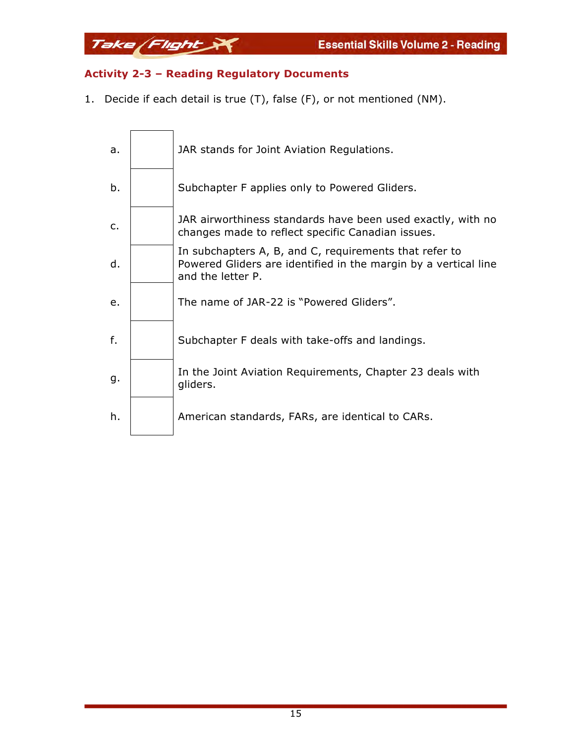## Activity 2-3 – Reading Regulatory Documents

1. Decide if each detail is true (T), false (F), or not mentioned (NM).

| | | |
|---|---|---|
| a. | | JAR stands for Joint Aviation Regulations. |
| b. | | Subchapter F applies only to Powered Gliders. |
| c. | | JAR airworthiness standards have been used exactly, with no changes made to reflect specific Canadian issues. |
| d. | | In subchapters A, B, and C, requirements that refer to Powered Gliders are identified in the margin by a vertical line and the letter P. |
| e. | | The name of JAR-22 is "Powered Gliders". |
| f. | | Subchapter F deals with take-offs and landings. |
| g. | | In the Joint Aviation Requirements, Chapter 23 deals with gliders. |
| h. | | American standards, FARs, are identical to CARs. |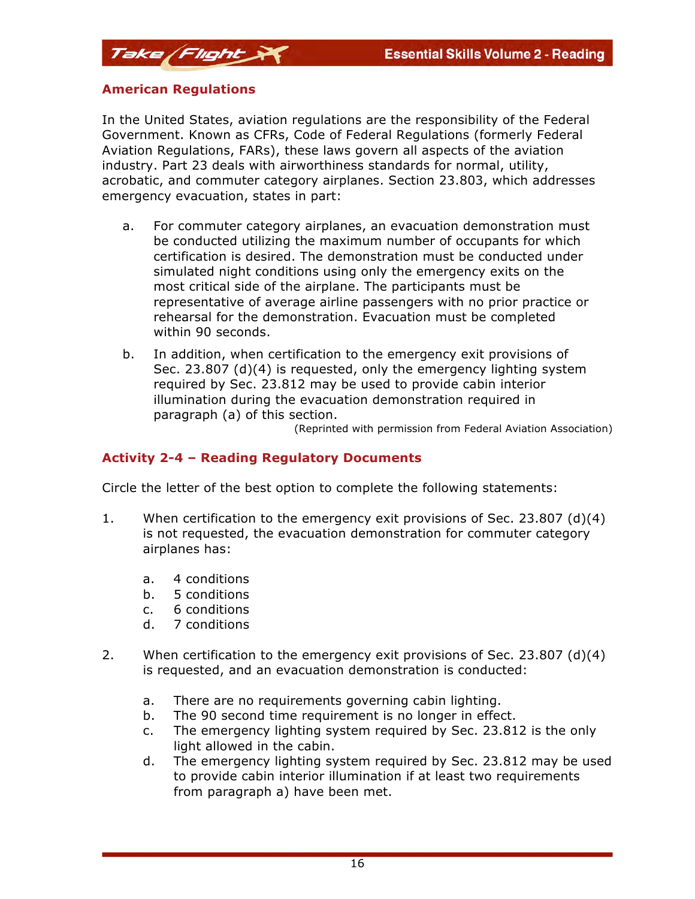## American Regulations

In the United States, aviation regulations are the responsibility of the Federal Government. Known as CFRs, Code of Federal Regulations (formerly Federal Aviation Regulations, FARs), these laws govern all aspects of the aviation industry. Part 23 deals with airworthiness standards for normal, utility, acrobatic, and commuter category airplanes. Section 23.803, which addresses emergency evacuation, states in part:

a. For commuter category airplanes, an evacuation demonstration must be conducted utilizing the maximum number of occupants for which certification is desired. The demonstration must be conducted under simulated night conditions using only the emergency exits on the most critical side of the airplane. The participants must be representative of average airline passengers with no prior practice or rehearsal for the demonstration. Evacuation must be completed within 90 seconds.

b. In addition, when certification to the emergency exit provisions of Sec. 23.807 (d)(4) is requested, only the emergency lighting system required by Sec. 23.812 may be used to provide cabin interior illumination during the evacuation demonstration required in paragraph (a) of this section.

(Reprinted with permission from Federal Aviation Association)

## Activity 2-4 – Reading Regulatory Documents

Circle the letter of the best option to complete the following statements:

1. When certification to the emergency exit provisions of Sec. 23.807 (d)(4) is not requested, the evacuation demonstration for commuter category airplanes has:

   a. 4 conditions
   b. 5 conditions
   c. 6 conditions
   d. 7 conditions

2. When certification to the emergency exit provisions of Sec. 23.807 (d)(4) is requested, and an evacuation demonstration is conducted:

   a. There are no requirements governing cabin lighting.
   b. The 90 second time requirement is no longer in effect.
   c. The emergency lighting system required by Sec. 23.812 is the only light allowed in the cabin.
   d. The emergency lighting system required by Sec. 23.812 may be used to provide cabin interior illumination if at least two requirements from paragraph a) have been met.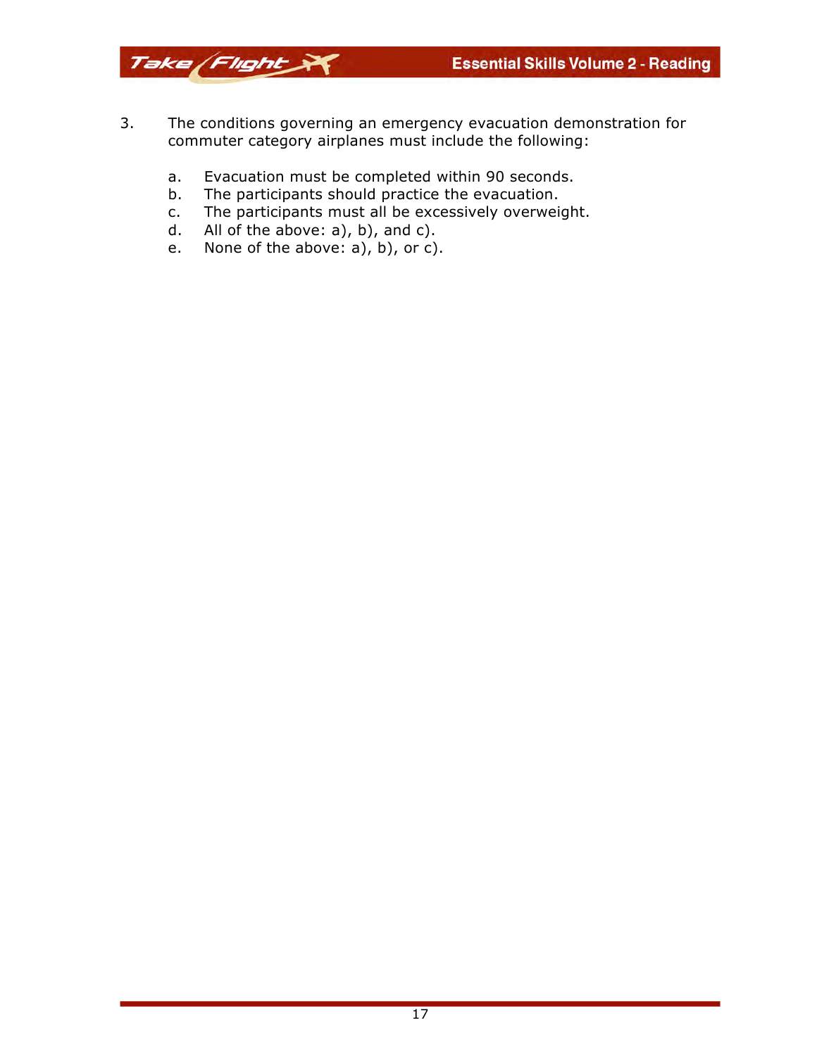3. The conditions governing an emergency evacuation demonstration for commuter category airplanes must include the following:

   a. Evacuation must be completed within 90 seconds.
   b. The participants should practice the evacuation.
   c. The participants must all be excessively overweight.
   d. All of the above: a), b), and c).
   e. None of the above: a), b), or c).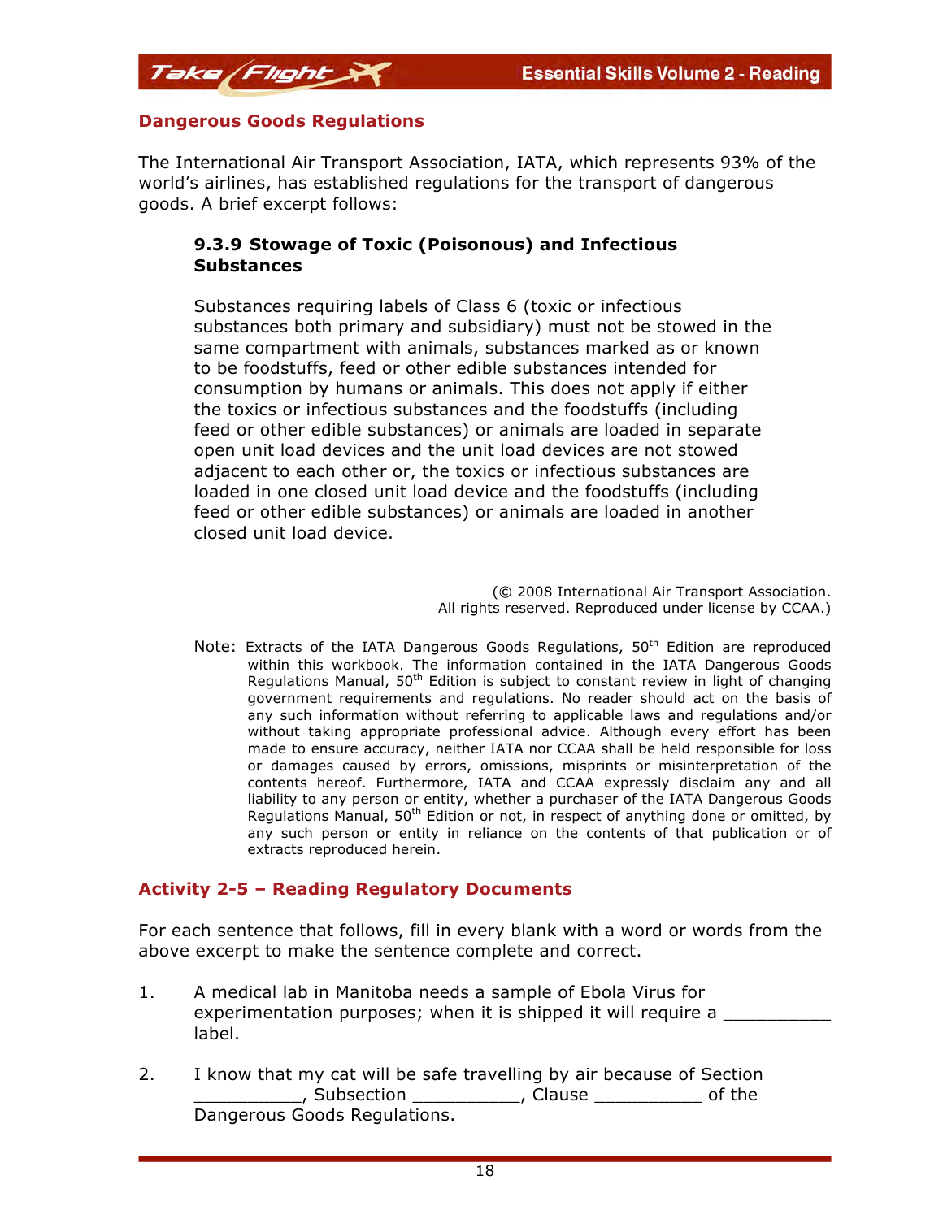## Dangerous Goods Regulations

The International Air Transport Association, IATA, which represents 93% of the world's airlines, has established regulations for the transport of dangerous goods. A brief excerpt follows:

> **9.3.9 Stowage of Toxic (Poisonous) and Infectious Substances**
>
> Substances requiring labels of Class 6 (toxic or infectious substances both primary and subsidiary) must not be stowed in the same compartment with animals, substances marked as or known to be foodstuffs, feed or other edible substances intended for consumption by humans or animals. This does not apply if either the toxics or infectious substances and the foodstuffs (including feed or other edible substances) or animals are loaded in separate open unit load devices and the unit load devices are not stowed adjacent to each other or, the toxics or infectious substances are loaded in one closed unit load device and the foodstuffs (including feed or other edible substances) or animals are loaded in another closed unit load device.
>
> (© 2008 International Air Transport Association. All rights reserved. Reproduced under license by CCAA.)

Note: Extracts of the IATA Dangerous Goods Regulations, 50th Edition are reproduced within this workbook. The information contained in the IATA Dangerous Goods Regulations Manual, 50th Edition is subject to constant review in light of changing government requirements and regulations. No reader should act on the basis of any such information without referring to applicable laws and regulations and/or without taking appropriate professional advice. Although every effort has been made to ensure accuracy, neither IATA nor CCAA shall be held responsible for loss or damages caused by errors, omissions, misprints or misinterpretation of the contents hereof. Furthermore, IATA and CCAA expressly disclaim any and all liability to any person or entity, whether a purchaser of the IATA Dangerous Goods Regulations Manual, 50th Edition or not, in respect of anything done or omitted, by any such person or entity in reliance on the contents of that publication or of extracts reproduced herein.

## Activity 2-5 – Reading Regulatory Documents

For each sentence that follows, fill in every blank with a word or words from the above excerpt to make the sentence complete and correct.

1. A medical lab in Manitoba needs a sample of Ebola Virus for experimentation purposes; when it is shipped it will require a __________ label.

2. I know that my cat will be safe travelling by air because of Section __________, Subsection __________, Clause __________ of the Dangerous Goods Regulations.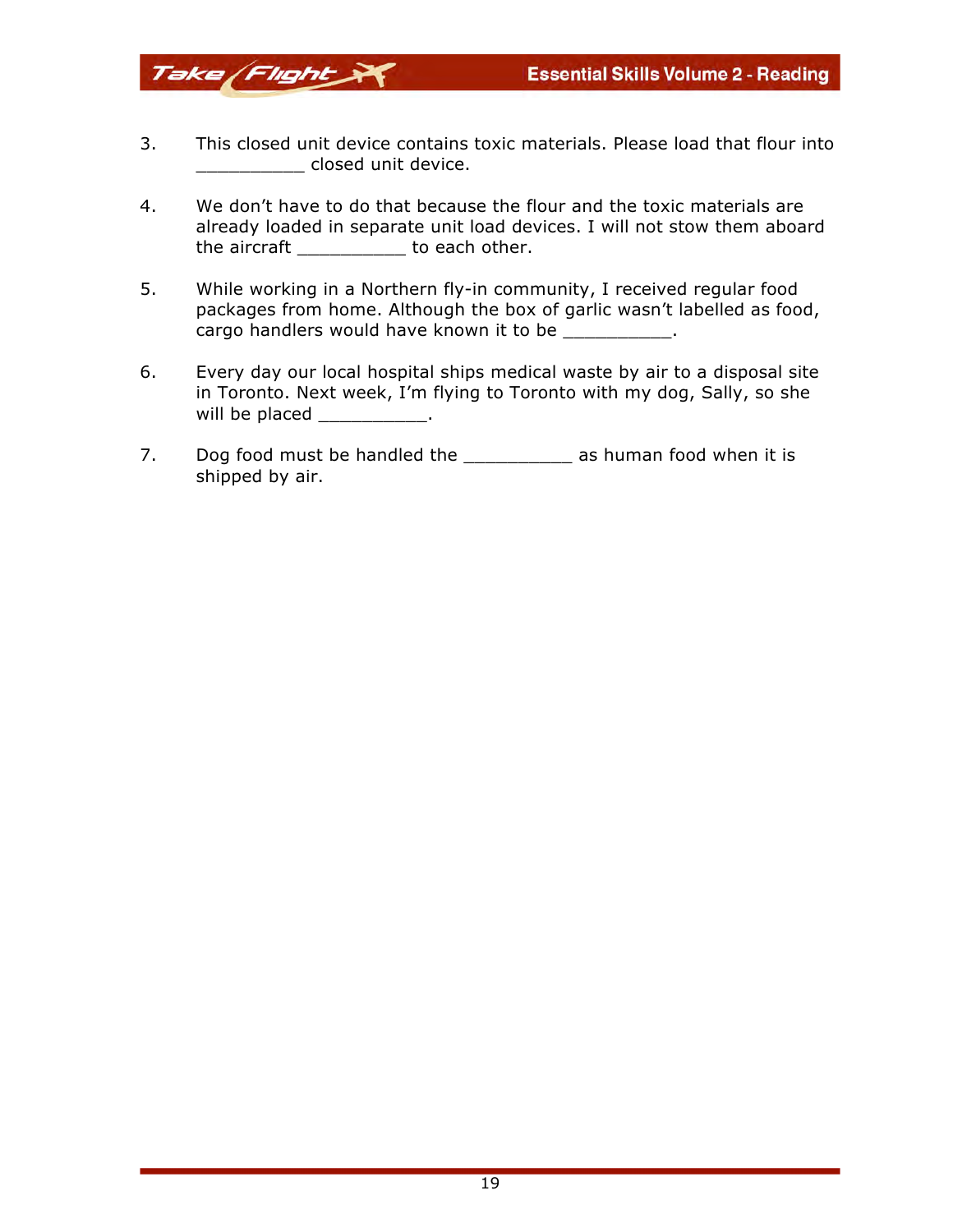3. This closed unit device contains toxic materials. Please load that flour into __________ closed unit device.

4. We don't have to do that because the flour and the toxic materials are already loaded in separate unit load devices. I will not stow them aboard the aircraft __________ to each other.

5. While working in a Northern fly-in community, I received regular food packages from home. Although the box of garlic wasn't labelled as food, cargo handlers would have known it to be __________.

6. Every day our local hospital ships medical waste by air to a disposal site in Toronto. Next week, I'm flying to Toronto with my dog, Sally, so she will be placed __________.

7. Dog food must be handled the __________ as human food when it is shipped by air.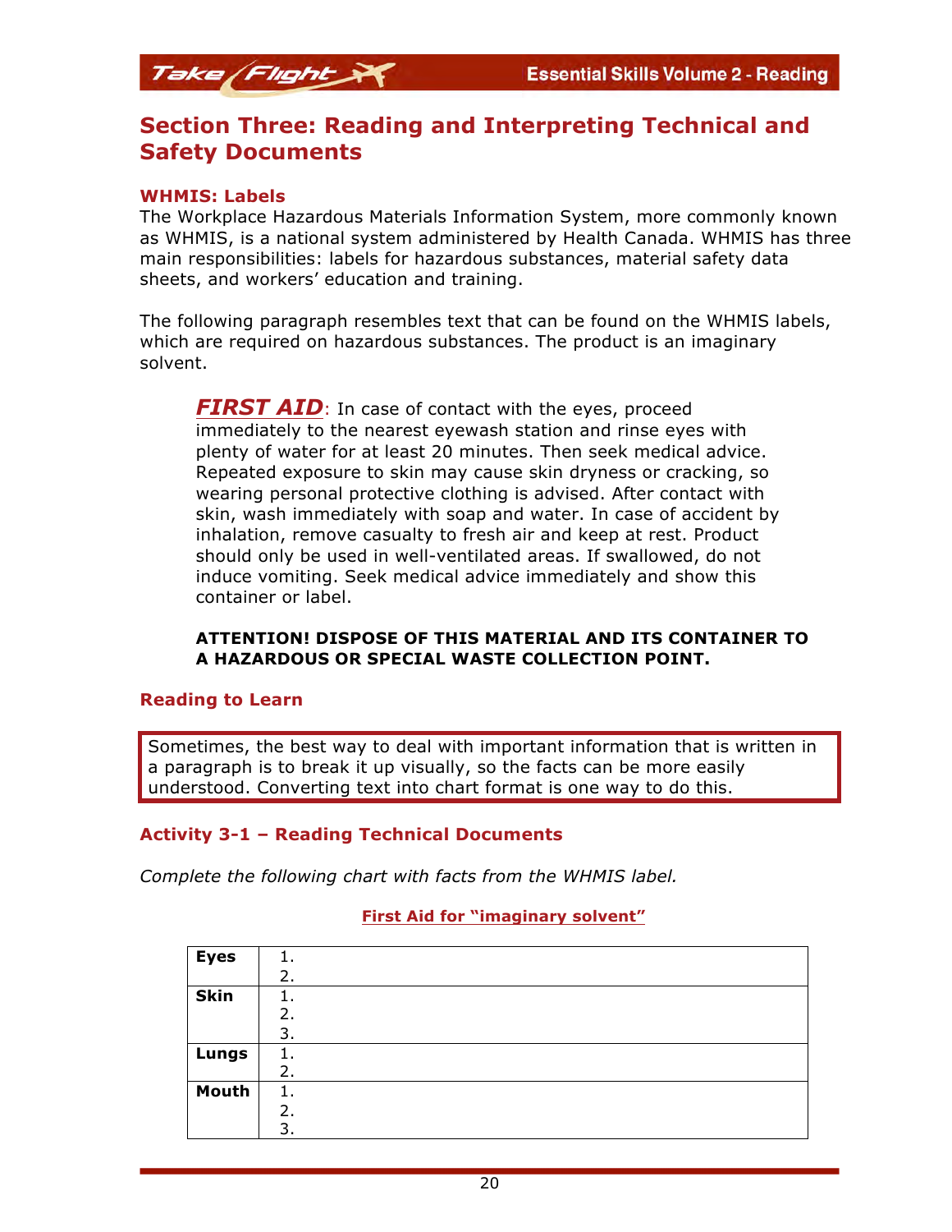## Section Three: Reading and Interpreting Technical and Safety Documents

### WHMIS: Labels

The Workplace Hazardous Materials Information System, more commonly known as WHMIS, is a national system administered by Health Canada. WHMIS has three main responsibilities: labels for hazardous substances, material safety data sheets, and workers' education and training.

The following paragraph resembles text that can be found on the WHMIS labels, which are required on hazardous substances. The product is an imaginary solvent.

> ***FIRST AID***: In case of contact with the eyes, proceed immediately to the nearest eyewash station and rinse eyes with plenty of water for at least 20 minutes. Then seek medical advice. Repeated exposure to skin may cause skin dryness or cracking, so wearing personal protective clothing is advised. After contact with skin, wash immediately with soap and water. In case of accident by inhalation, remove casualty to fresh air and keep at rest. Product should only be used in well-ventilated areas. If swallowed, do not induce vomiting. Seek medical advice immediately and show this container or label.
>
> **ATTENTION! DISPOSE OF THIS MATERIAL AND ITS CONTAINER TO A HAZARDOUS OR SPECIAL WASTE COLLECTION POINT.**

### Reading to Learn

Sometimes, the best way to deal with important information that is written in a paragraph is to break it up visually, so the facts can be more easily understood. Converting text into chart format is one way to do this.

### Activity 3-1 – Reading Technical Documents

*Complete the following chart with facts from the WHMIS label.*

**First Aid for "imaginary solvent"**

| | |
|---|---|
| **Eyes** | 1.<br>2. |
| **Skin** | 1.<br>2.<br>3. |
| **Lungs** | 1.<br>2. |
| **Mouth** | 1.<br>2.<br>3. |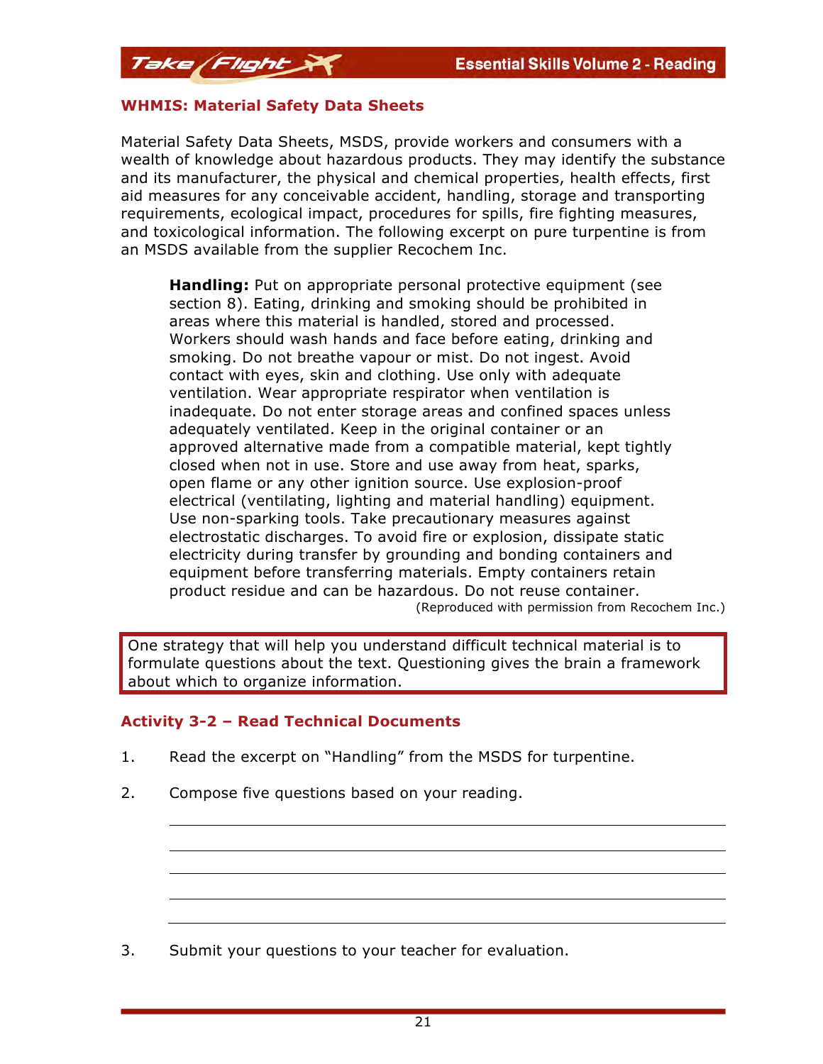## WHMIS: Material Safety Data Sheets

Material Safety Data Sheets, MSDS, provide workers and consumers with a wealth of knowledge about hazardous products. They may identify the substance and its manufacturer, the physical and chemical properties, health effects, first aid measures for any conceivable accident, handling, storage and transporting requirements, ecological impact, procedures for spills, fire fighting measures, and toxicological information. The following excerpt on pure turpentine is from an MSDS available from the supplier Recochem Inc.

> **Handling:** Put on appropriate personal protective equipment (see section 8). Eating, drinking and smoking should be prohibited in areas where this material is handled, stored and processed. Workers should wash hands and face before eating, drinking and smoking. Do not breathe vapour or mist. Do not ingest. Avoid contact with eyes, skin and clothing. Use only with adequate ventilation. Wear appropriate respirator when ventilation is inadequate. Do not enter storage areas and confined spaces unless adequately ventilated. Keep in the original container or an approved alternative made from a compatible material, kept tightly closed when not in use. Store and use away from heat, sparks, open flame or any other ignition source. Use explosion-proof electrical (ventilating, lighting and material handling) equipment. Use non-sparking tools. Take precautionary measures against electrostatic discharges. To avoid fire or explosion, dissipate static electricity during transfer by grounding and bonding containers and equipment before transferring materials. Empty containers retain product residue and can be hazardous. Do not reuse container.
>
> (Reproduced with permission from Recochem Inc.)

One strategy that will help you understand difficult technical material is to formulate questions about the text. Questioning gives the brain a framework about which to organize information.

## Activity 3-2 – Read Technical Documents

1. Read the excerpt on "Handling" from the MSDS for turpentine.
2. Compose five questions based on your reading.

   ______________________________________________

   ______________________________________________

   ______________________________________________

   ______________________________________________

   ______________________________________________

3. Submit your questions to your teacher for evaluation.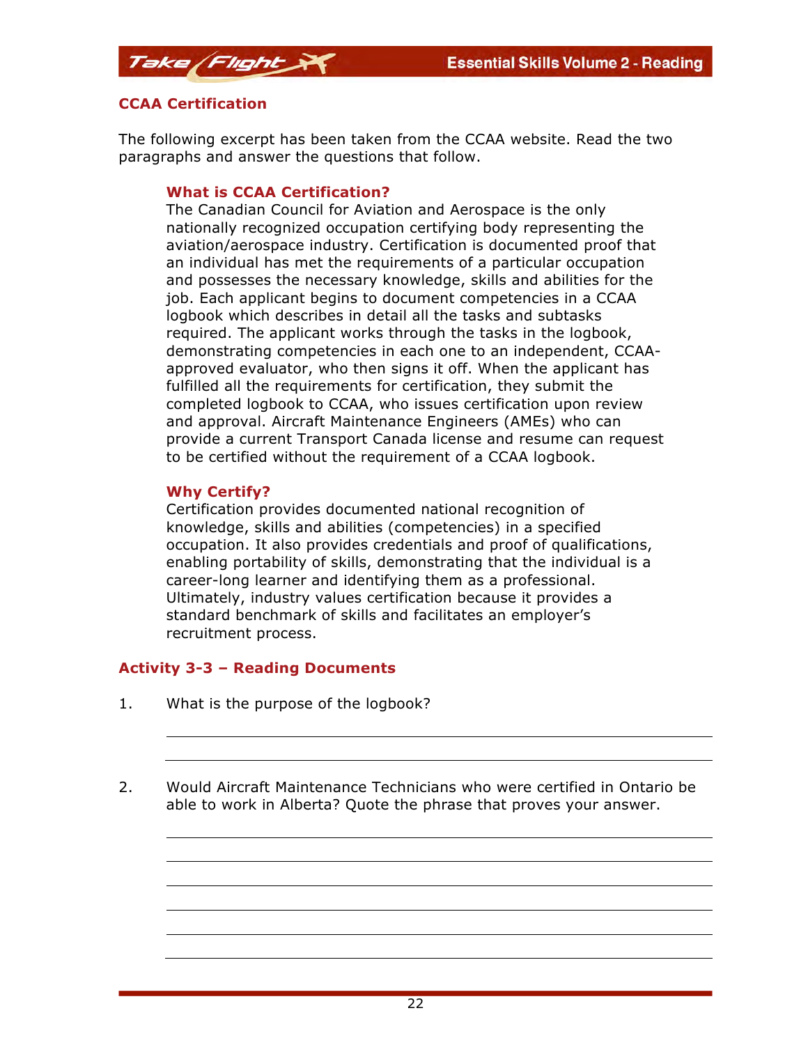## CCAA Certification

The following excerpt has been taken from the CCAA website. Read the two paragraphs and answer the questions that follow.

> ### What is CCAA Certification?
> The Canadian Council for Aviation and Aerospace is the only nationally recognized occupation certifying body representing the aviation/aerospace industry. Certification is documented proof that an individual has met the requirements of a particular occupation and possesses the necessary knowledge, skills and abilities for the job. Each applicant begins to document competencies in a CCAA logbook which describes in detail all the tasks and subtasks required. The applicant works through the tasks in the logbook, demonstrating competencies in each one to an independent, CCAA-approved evaluator, who then signs it off. When the applicant has fulfilled all the requirements for certification, they submit the completed logbook to CCAA, who issues certification upon review and approval. Aircraft Maintenance Engineers (AMEs) who can provide a current Transport Canada license and resume can request to be certified without the requirement of a CCAA logbook.
>
> ### Why Certify?
> Certification provides documented national recognition of knowledge, skills and abilities (competencies) in a specified occupation. It also provides credentials and proof of qualifications, enabling portability of skills, demonstrating that the individual is a career-long learner and identifying them as a professional. Ultimately, industry values certification because it provides a standard benchmark of skills and facilitates an employer's recruitment process.

## Activity 3-3 – Reading Documents

1. What is the purpose of the logbook?

\_\_\_\_\_\_\_\_\_\_\_\_\_\_\_\_\_\_\_\_\_\_\_\_\_\_\_\_\_\_\_\_\_\_\_\_\_\_\_\_\_\_\_\_\_\_\_\_\_\_\_\_\_\_\_\_

\_\_\_\_\_\_\_\_\_\_\_\_\_\_\_\_\_\_\_\_\_\_\_\_\_\_\_\_\_\_\_\_\_\_\_\_\_\_\_\_\_\_\_\_\_\_\_\_\_\_\_\_\_\_\_\_

2. Would Aircraft Maintenance Technicians who were certified in Ontario be able to work in Alberta? Quote the phrase that proves your answer.

\_\_\_\_\_\_\_\_\_\_\_\_\_\_\_\_\_\_\_\_\_\_\_\_\_\_\_\_\_\_\_\_\_\_\_\_\_\_\_\_\_\_\_\_\_\_\_\_\_\_\_\_\_\_\_\_

\_\_\_\_\_\_\_\_\_\_\_\_\_\_\_\_\_\_\_\_\_\_\_\_\_\_\_\_\_\_\_\_\_\_\_\_\_\_\_\_\_\_\_\_\_\_\_\_\_\_\_\_\_\_\_\_

\_\_\_\_\_\_\_\_\_\_\_\_\_\_\_\_\_\_\_\_\_\_\_\_\_\_\_\_\_\_\_\_\_\_\_\_\_\_\_\_\_\_\_\_\_\_\_\_\_\_\_\_\_\_\_\_

\_\_\_\_\_\_\_\_\_\_\_\_\_\_\_\_\_\_\_\_\_\_\_\_\_\_\_\_\_\_\_\_\_\_\_\_\_\_\_\_\_\_\_\_\_\_\_\_\_\_\_\_\_\_\_\_

\_\_\_\_\_\_\_\_\_\_\_\_\_\_\_\_\_\_\_\_\_\_\_\_\_\_\_\_\_\_\_\_\_\_\_\_\_\_\_\_\_\_\_\_\_\_\_\_\_\_\_\_\_\_\_\_

\_\_\_\_\_\_\_\_\_\_\_\_\_\_\_\_\_\_\_\_\_\_\_\_\_\_\_\_\_\_\_\_\_\_\_\_\_\_\_\_\_\_\_\_\_\_\_\_\_\_\_\_\_\_\_\_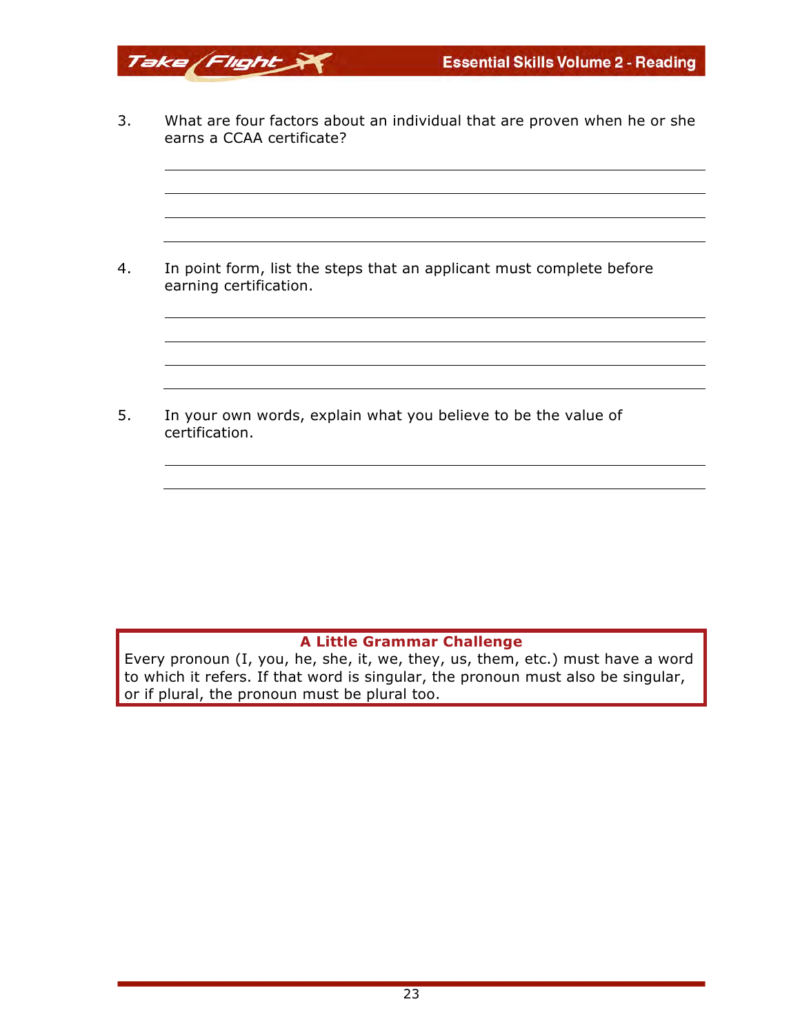3. What are four factors about an individual that are proven when he or she earns a CCAA certificate?

4. In point form, list the steps that an applicant must complete before earning certification.

5. In your own words, explain what you believe to be the value of certification.

**A Little Grammar Challenge**

Every pronoun (I, you, he, she, it, we, they, us, them, etc.) must have a word to which it refers. If that word is singular, the pronoun must also be singular, or if plural, the pronoun must be plural too.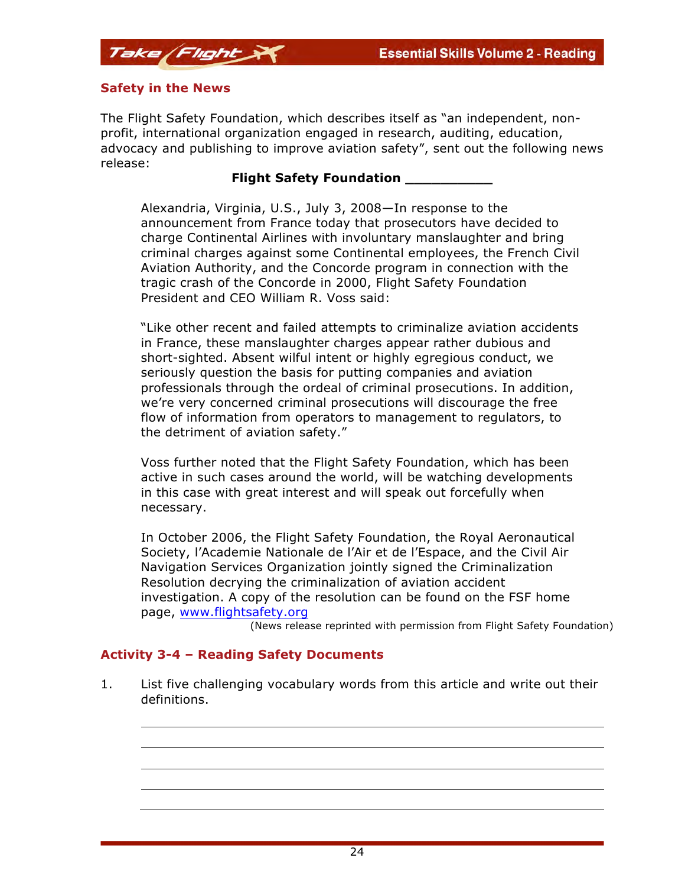## Safety in the News

The Flight Safety Foundation, which describes itself as "an independent, non-profit, international organization engaged in research, auditing, education, advocacy and publishing to improve aviation safety", sent out the following news release:

**Flight Safety Foundation __________**

Alexandria, Virginia, U.S., July 3, 2008—In response to the announcement from France today that prosecutors have decided to charge Continental Airlines with involuntary manslaughter and bring criminal charges against some Continental employees, the French Civil Aviation Authority, and the Concorde program in connection with the tragic crash of the Concorde in 2000, Flight Safety Foundation President and CEO William R. Voss said:

"Like other recent and failed attempts to criminalize aviation accidents in France, these manslaughter charges appear rather dubious and short-sighted. Absent wilful intent or highly egregious conduct, we seriously question the basis for putting companies and aviation professionals through the ordeal of criminal prosecutions. In addition, we're very concerned criminal prosecutions will discourage the free flow of information from operators to management to regulators, to the detriment of aviation safety."

Voss further noted that the Flight Safety Foundation, which has been active in such cases around the world, will be watching developments in this case with great interest and will speak out forcefully when necessary.

In October 2006, the Flight Safety Foundation, the Royal Aeronautical Society, l'Academie Nationale de l'Air et de l'Espace, and the Civil Air Navigation Services Organization jointly signed the Criminalization Resolution decrying the criminalization of aviation accident investigation. A copy of the resolution can be found on the FSF home page, www.flightsafety.org

(News release reprinted with permission from Flight Safety Foundation)

## Activity 3-4 – Reading Safety Documents

1. List five challenging vocabulary words from this article and write out their definitions.

______________________________________________

______________________________________________

______________________________________________

______________________________________________

______________________________________________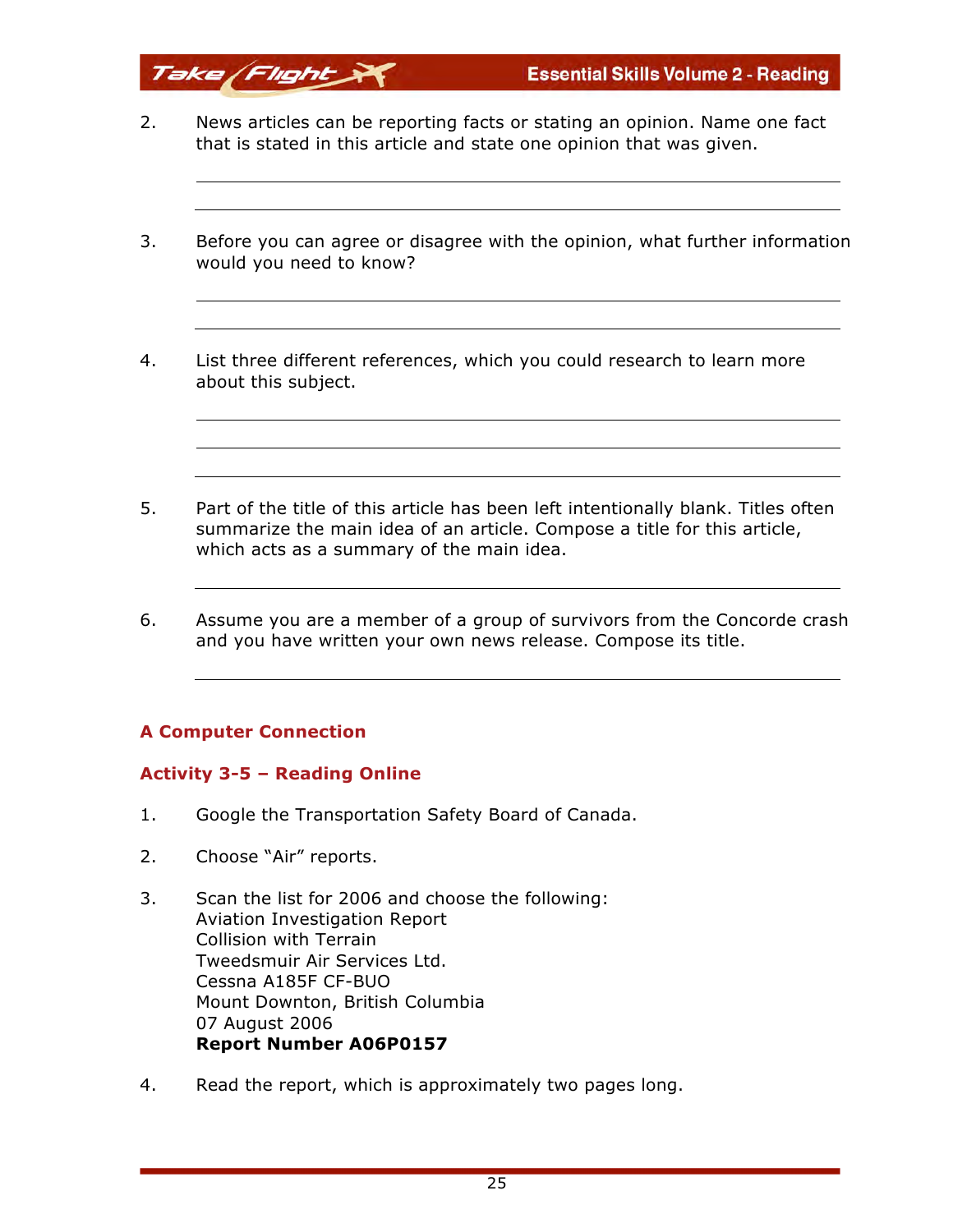2. News articles can be reporting facts or stating an opinion. Name one fact that is stated in this article and state one opinion that was given.

3. Before you can agree or disagree with the opinion, what further information would you need to know?

4. List three different references, which you could research to learn more about this subject.

5. Part of the title of this article has been left intentionally blank. Titles often summarize the main idea of an article. Compose a title for this article, which acts as a summary of the main idea.

6. Assume you are a member of a group of survivors from the Concorde crash and you have written your own news release. Compose its title.

## A Computer Connection

### Activity 3-5 – Reading Online

1. Google the Transportation Safety Board of Canada.

2. Choose "Air" reports.

3. Scan the list for 2006 and choose the following:
   Aviation Investigation Report
   Collision with Terrain
   Tweedsmuir Air Services Ltd.
   Cessna A185F CF-BUO
   Mount Downton, British Columbia
   07 August 2006
   **Report Number A06P0157**

4. Read the report, which is approximately two pages long.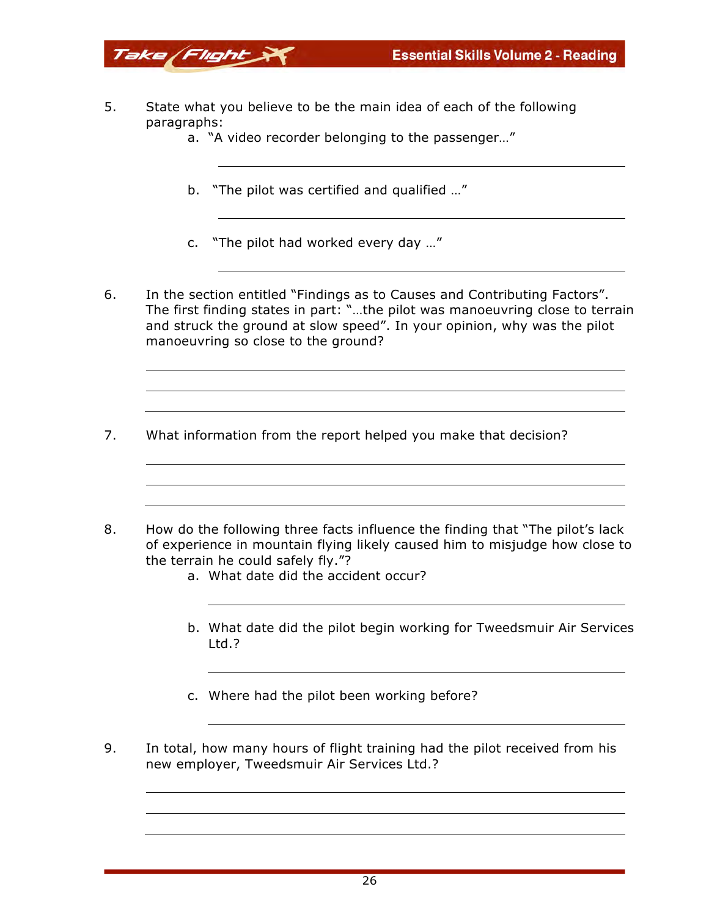5. State what you believe to be the main idea of each of the following paragraphs:
    a. "A video recorder belonging to the passenger…"

    ______________________________________________

    b. "The pilot was certified and qualified …"

    ______________________________________________

    c. "The pilot had worked every day …"

    ______________________________________________

6. In the section entitled "Findings as to Causes and Contributing Factors". The first finding states in part: "…the pilot was manoeuvring close to terrain and struck the ground at slow speed". In your opinion, why was the pilot manoeuvring so close to the ground?

    ______________________________________________

    ______________________________________________

    ______________________________________________

7. What information from the report helped you make that decision?

    ______________________________________________

    ______________________________________________

    ______________________________________________

8. How do the following three facts influence the finding that "The pilot's lack of experience in mountain flying likely caused him to misjudge how close to the terrain he could safely fly."?
    a. What date did the accident occur?

    ______________________________________________

    b. What date did the pilot begin working for Tweedsmuir Air Services Ltd.?

    ______________________________________________

    c. Where had the pilot been working before?

    ______________________________________________

9. In total, how many hours of flight training had the pilot received from his new employer, Tweedsmuir Air Services Ltd.?

    ______________________________________________

    ______________________________________________

    ______________________________________________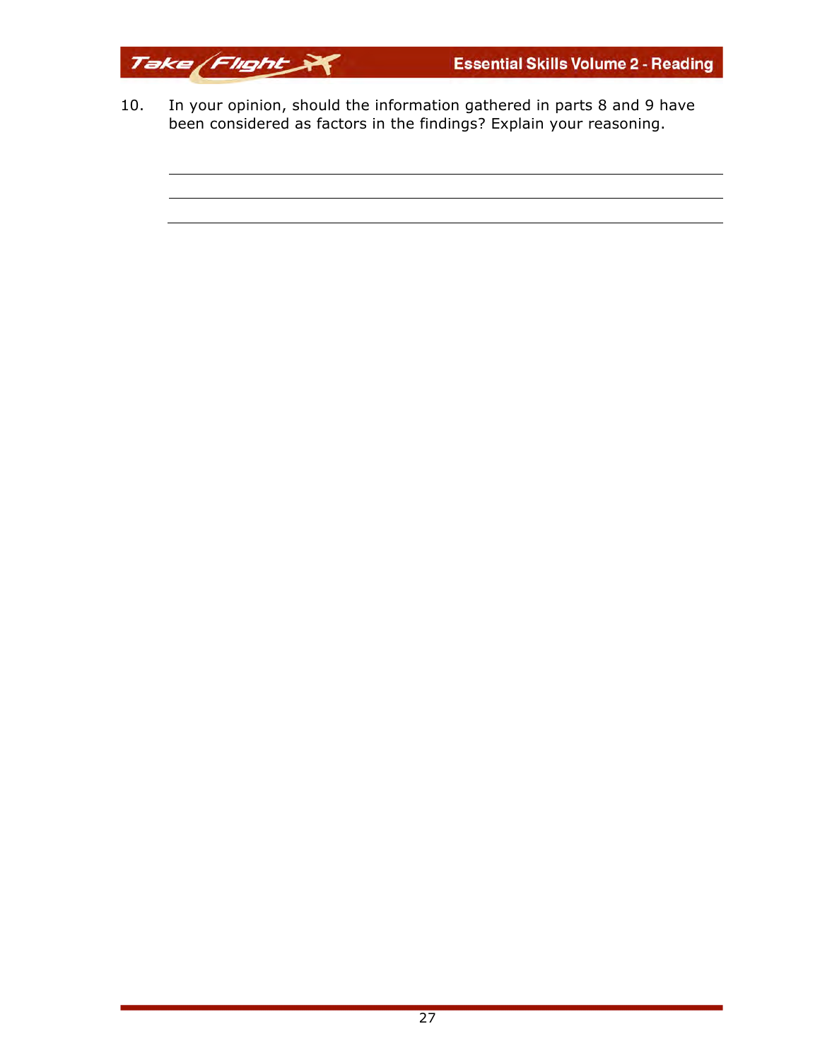10. In your opinion, should the information gathered in parts 8 and 9 have been considered as factors in the findings? Explain your reasoning.

\_\_\_\_\_\_\_\_\_\_\_\_\_\_\_\_\_\_\_\_\_\_\_\_\_\_\_\_\_\_\_\_\_\_\_\_\_\_\_\_\_\_\_\_\_\_\_\_\_\_\_\_\_\_\_\_\_\_

\_\_\_\_\_\_\_\_\_\_\_\_\_\_\_\_\_\_\_\_\_\_\_\_\_\_\_\_\_\_\_\_\_\_\_\_\_\_\_\_\_\_\_\_\_\_\_\_\_\_\_\_\_\_\_\_\_\_

\_\_\_\_\_\_\_\_\_\_\_\_\_\_\_\_\_\_\_\_\_\_\_\_\_\_\_\_\_\_\_\_\_\_\_\_\_\_\_\_\_\_\_\_\_\_\_\_\_\_\_\_\_\_\_\_\_\_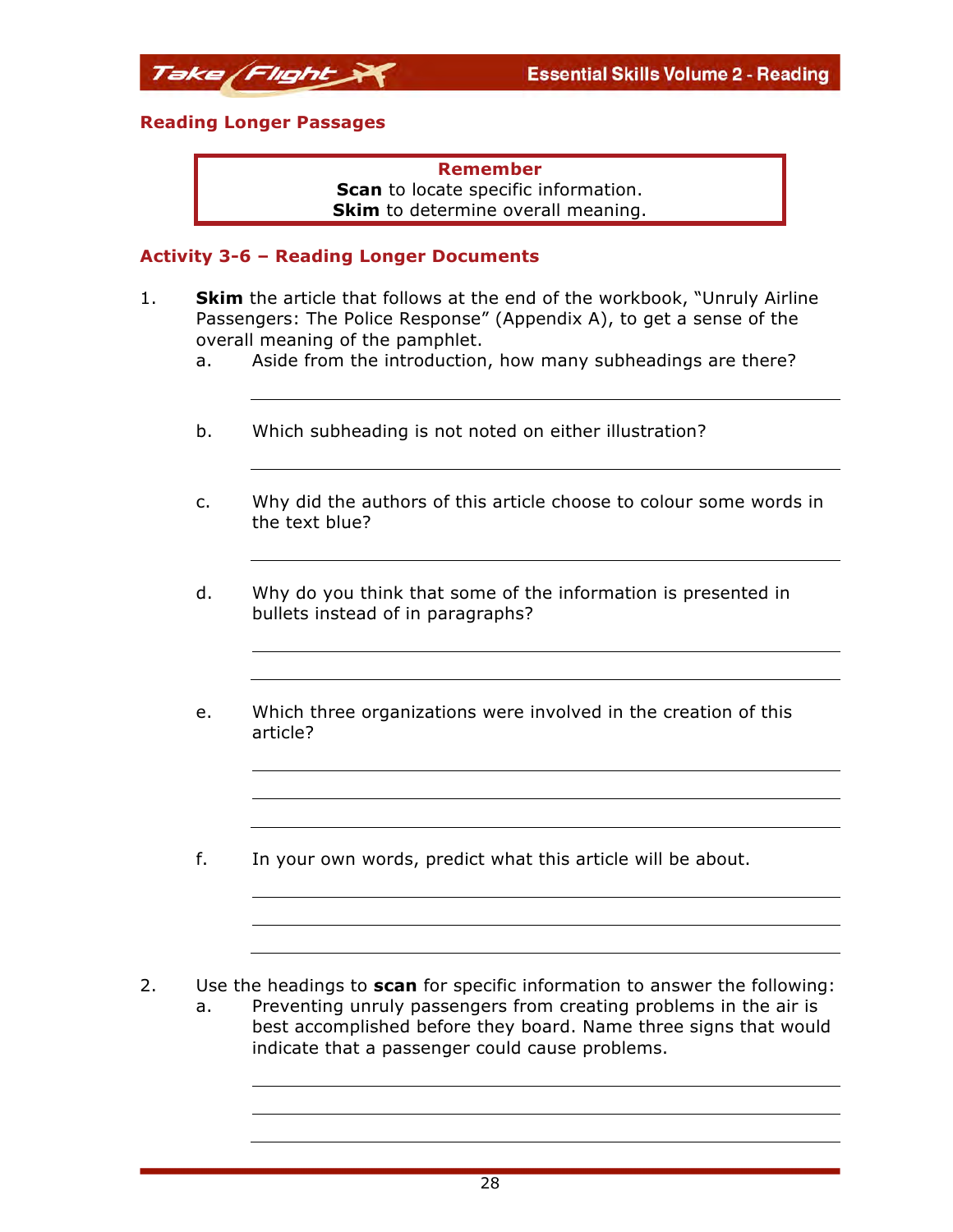## Reading Longer Passages

> **Remember**
> **Scan** to locate specific information.
> **Skim** to determine overall meaning.

### Activity 3-6 – Reading Longer Documents

1. **Skim** the article that follows at the end of the workbook, "Unruly Airline Passengers: The Police Response" (Appendix A), to get a sense of the overall meaning of the pamphlet.

   a. Aside from the introduction, how many subheadings are there?

   ______________________________

   b. Which subheading is not noted on either illustration?

   ______________________________

   c. Why did the authors of this article choose to colour some words in the text blue?

   ______________________________

   d. Why do you think that some of the information is presented in bullets instead of in paragraphs?

   ______________________________

   ______________________________

   e. Which three organizations were involved in the creation of this article?

   ______________________________

   ______________________________

   ______________________________

   f. In your own words, predict what this article will be about.

   ______________________________

   ______________________________

   ______________________________

2. Use the headings to **scan** for specific information to answer the following:

   a. Preventing unruly passengers from creating problems in the air is best accomplished before they board. Name three signs that would indicate that a passenger could cause problems.

   ______________________________

   ______________________________

   ______________________________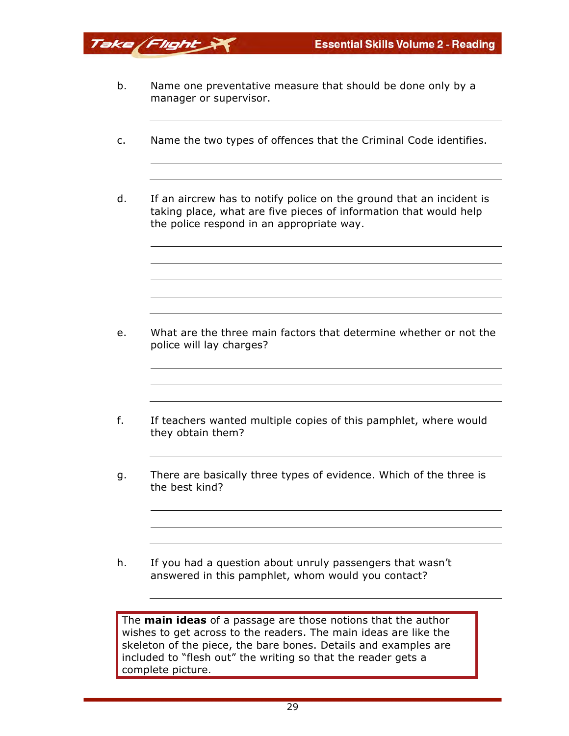b. Name one preventative measure that should be done only by a manager or supervisor.

______________________________________________

c. Name the two types of offences that the Criminal Code identifies.

______________________________________________

______________________________________________

d. If an aircrew has to notify police on the ground that an incident is taking place, what are five pieces of information that would help the police respond in an appropriate way.

______________________________________________

______________________________________________

______________________________________________

______________________________________________

______________________________________________

e. What are the three main factors that determine whether or not the police will lay charges?

______________________________________________

______________________________________________

______________________________________________

f. If teachers wanted multiple copies of this pamphlet, where would they obtain them?

______________________________________________

g. There are basically three types of evidence. Which of the three is the best kind?

______________________________________________

______________________________________________

______________________________________________

h. If you had a question about unruly passengers that wasn't answered in this pamphlet, whom would you contact?

______________________________________________

> The **main ideas** of a passage are those notions that the author wishes to get across to the readers. The main ideas are like the skeleton of the piece, the bare bones. Details and examples are included to "flesh out" the writing so that the reader gets a complete picture.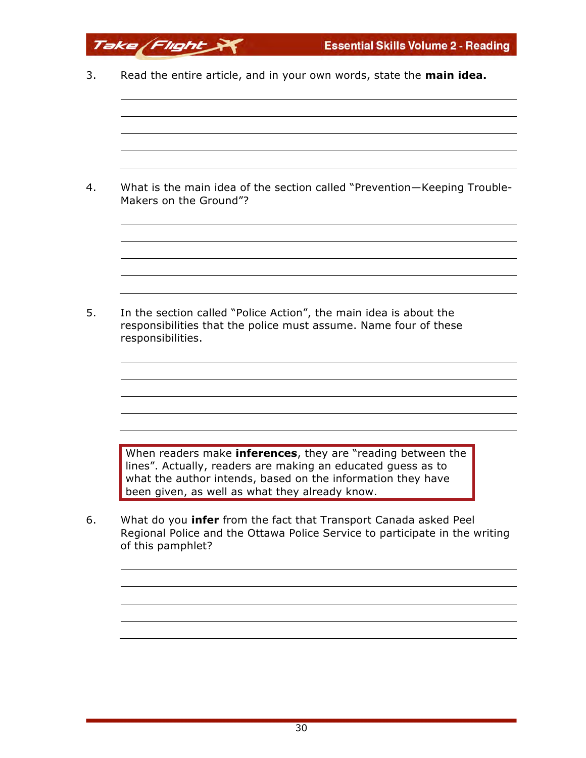3. Read the entire article, and in your own words, state the **main idea.**

4. What is the main idea of the section called "Prevention—Keeping Trouble-Makers on the Ground"?

5. In the section called "Police Action", the main idea is about the responsibilities that the police must assume. Name four of these responsibilities.

> When readers make **inferences**, they are "reading between the lines". Actually, readers are making an educated guess as to what the author intends, based on the information they have been given, as well as what they already know.

6. What do you **infer** from the fact that Transport Canada asked Peel Regional Police and the Ottawa Police Service to participate in the writing of this pamphlet?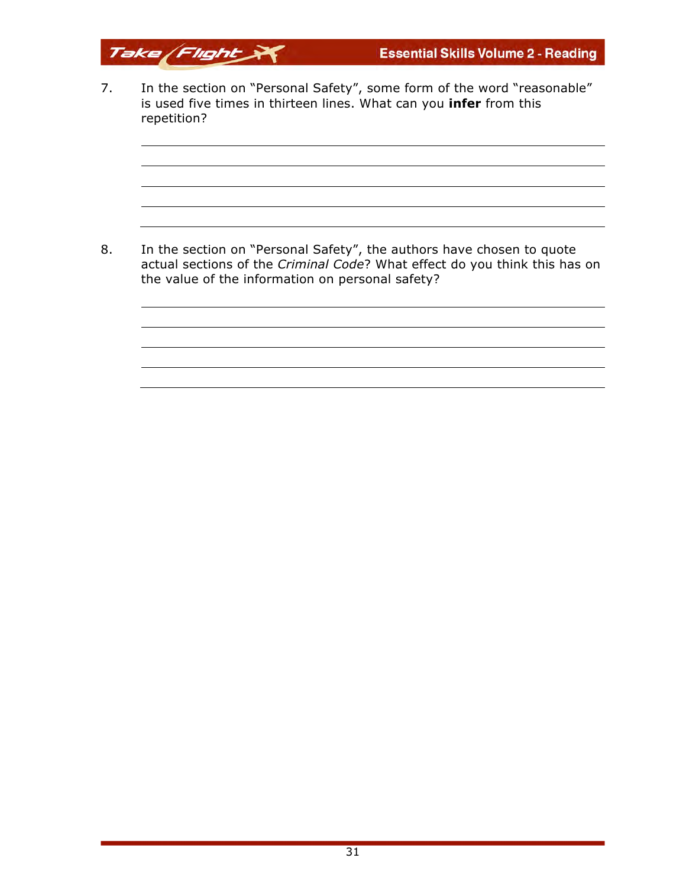7. In the section on "Personal Safety", some form of the word "reasonable" is used five times in thirteen lines. What can you **infer** from this repetition?

_______________________________________________

_______________________________________________

_______________________________________________

_______________________________________________

_______________________________________________

8. In the section on "Personal Safety", the authors have chosen to quote actual sections of the *Criminal Code*? What effect do you think this has on the value of the information on personal safety?

_______________________________________________

_______________________________________________

_______________________________________________

_______________________________________________

_______________________________________________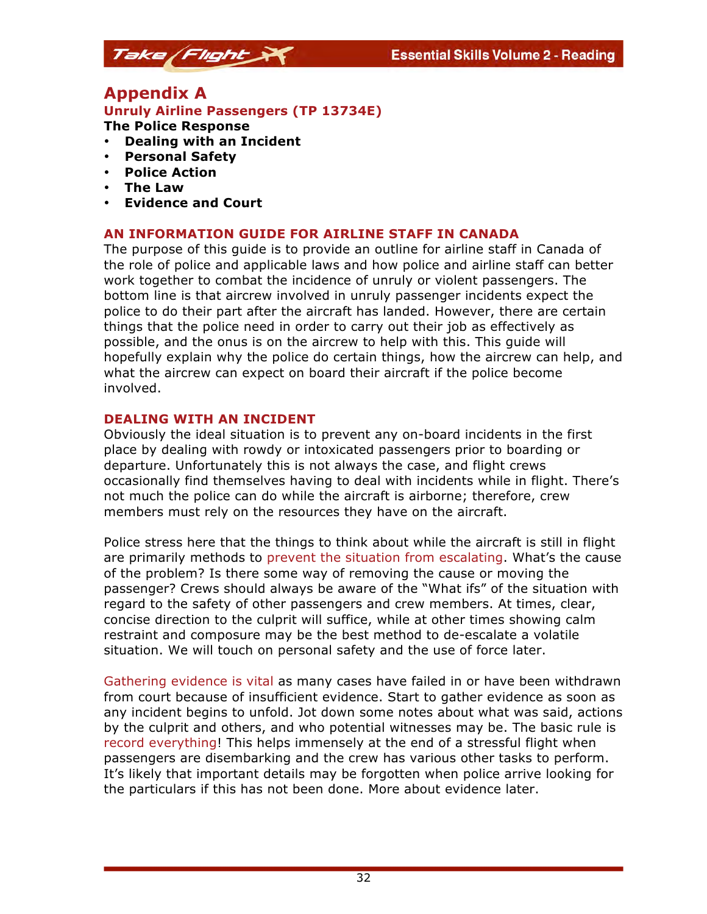# Appendix A

## Unruly Airline Passengers (TP 13734E)

**The Police Response**

- **Dealing with an Incident**
- **Personal Safety**
- **Police Action**
- **The Law**
- **Evidence and Court**

### AN INFORMATION GUIDE FOR AIRLINE STAFF IN CANADA

The purpose of this guide is to provide an outline for airline staff in Canada of the role of police and applicable laws and how police and airline staff can better work together to combat the incidence of unruly or violent passengers. The bottom line is that aircrew involved in unruly passenger incidents expect the police to do their part after the aircraft has landed. However, there are certain things that the police need in order to carry out their job as effectively as possible, and the onus is on the aircrew to help with this. This guide will hopefully explain why the police do certain things, how the aircrew can help, and what the aircrew can expect on board their aircraft if the police become involved.

### DEALING WITH AN INCIDENT

Obviously the ideal situation is to prevent any on-board incidents in the first place by dealing with rowdy or intoxicated passengers prior to boarding or departure. Unfortunately this is not always the case, and flight crews occasionally find themselves having to deal with incidents while in flight. There's not much the police can do while the aircraft is airborne; therefore, crew members must rely on the resources they have on the aircraft.

Police stress here that the things to think about while the aircraft is still in flight are primarily methods to prevent the situation from escalating. What's the cause of the problem? Is there some way of removing the cause or moving the passenger? Crews should always be aware of the "What ifs" of the situation with regard to the safety of other passengers and crew members. At times, clear, concise direction to the culprit will suffice, while at other times showing calm restraint and composure may be the best method to de-escalate a volatile situation. We will touch on personal safety and the use of force later.

Gathering evidence is vital as many cases have failed in or have been withdrawn from court because of insufficient evidence. Start to gather evidence as soon as any incident begins to unfold. Jot down some notes about what was said, actions by the culprit and others, and who potential witnesses may be. The basic rule is record everything! This helps immensely at the end of a stressful flight when passengers are disembarking and the crew has various other tasks to perform. It's likely that important details may be forgotten when police arrive looking for the particulars if this has not been done. More about evidence later.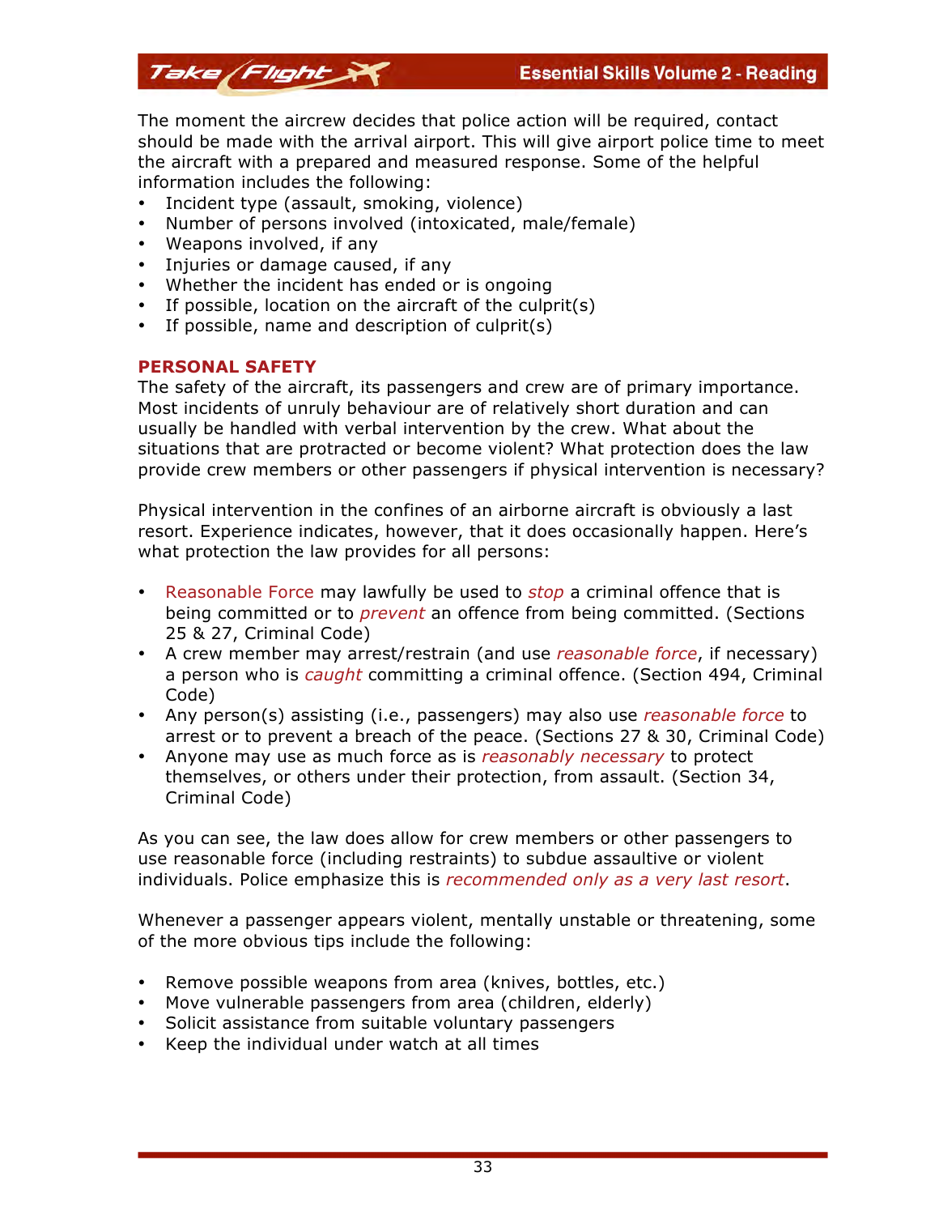The moment the aircrew decides that police action will be required, contact should be made with the arrival airport. This will give airport police time to meet the aircraft with a prepared and measured response. Some of the helpful information includes the following:

- Incident type (assault, smoking, violence)
- Number of persons involved (intoxicated, male/female)
- Weapons involved, if any
- Injuries or damage caused, if any
- Whether the incident has ended or is ongoing
- If possible, location on the aircraft of the culprit(s)
- If possible, name and description of culprit(s)

## PERSONAL SAFETY

The safety of the aircraft, its passengers and crew are of primary importance. Most incidents of unruly behaviour are of relatively short duration and can usually be handled with verbal intervention by the crew. What about the situations that are protracted or become violent? What protection does the law provide crew members or other passengers if physical intervention is necessary?

Physical intervention in the confines of an airborne aircraft is obviously a last resort. Experience indicates, however, that it does occasionally happen. Here's what protection the law provides for all persons:

- Reasonable Force may lawfully be used to *stop* a criminal offence that is being committed or to *prevent* an offence from being committed. (Sections 25 & 27, Criminal Code)
- A crew member may arrest/restrain (and use *reasonable force*, if necessary) a person who is *caught* committing a criminal offence. (Section 494, Criminal Code)
- Any person(s) assisting (i.e., passengers) may also use *reasonable force* to arrest or to prevent a breach of the peace. (Sections 27 & 30, Criminal Code)
- Anyone may use as much force as is *reasonably necessary* to protect themselves, or others under their protection, from assault. (Section 34, Criminal Code)

As you can see, the law does allow for crew members or other passengers to use reasonable force (including restraints) to subdue assaultive or violent individuals. Police emphasize this is *recommended only as a very last resort*.

Whenever a passenger appears violent, mentally unstable or threatening, some of the more obvious tips include the following:

- Remove possible weapons from area (knives, bottles, etc.)
- Move vulnerable passengers from area (children, elderly)
- Solicit assistance from suitable voluntary passengers
- Keep the individual under watch at all times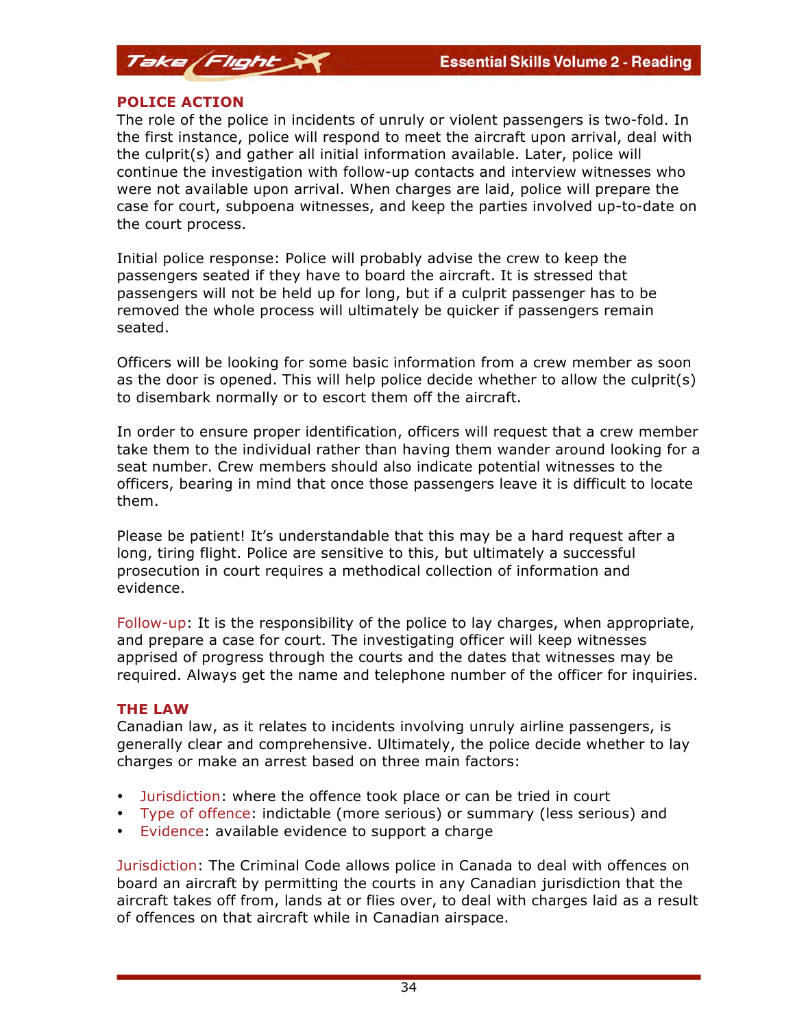## POLICE ACTION

The role of the police in incidents of unruly or violent passengers is two-fold. In the first instance, police will respond to meet the aircraft upon arrival, deal with the culprit(s) and gather all initial information available. Later, police will continue the investigation with follow-up contacts and interview witnesses who were not available upon arrival. When charges are laid, police will prepare the case for court, subpoena witnesses, and keep the parties involved up-to-date on the court process.

Initial police response: Police will probably advise the crew to keep the passengers seated if they have to board the aircraft. It is stressed that passengers will not be held up for long, but if a culprit passenger has to be removed the whole process will ultimately be quicker if passengers remain seated.

Officers will be looking for some basic information from a crew member as soon as the door is opened. This will help police decide whether to allow the culprit(s) to disembark normally or to escort them off the aircraft.

In order to ensure proper identification, officers will request that a crew member take them to the individual rather than having them wander around looking for a seat number. Crew members should also indicate potential witnesses to the officers, bearing in mind that once those passengers leave it is difficult to locate them.

Please be patient! It's understandable that this may be a hard request after a long, tiring flight. Police are sensitive to this, but ultimately a successful prosecution in court requires a methodical collection of information and evidence.

Follow-up: It is the responsibility of the police to lay charges, when appropriate, and prepare a case for court. The investigating officer will keep witnesses apprised of progress through the courts and the dates that witnesses may be required. Always get the name and telephone number of the officer for inquiries.

## THE LAW

Canadian law, as it relates to incidents involving unruly airline passengers, is generally clear and comprehensive. Ultimately, the police decide whether to lay charges or make an arrest based on three main factors:

- Jurisdiction: where the offence took place or can be tried in court
- Type of offence: indictable (more serious) or summary (less serious) and
- Evidence: available evidence to support a charge

Jurisdiction: The Criminal Code allows police in Canada to deal with offences on board an aircraft by permitting the courts in any Canadian jurisdiction that the aircraft takes off from, lands at or flies over, to deal with charges laid as a result of offences on that aircraft while in Canadian airspace.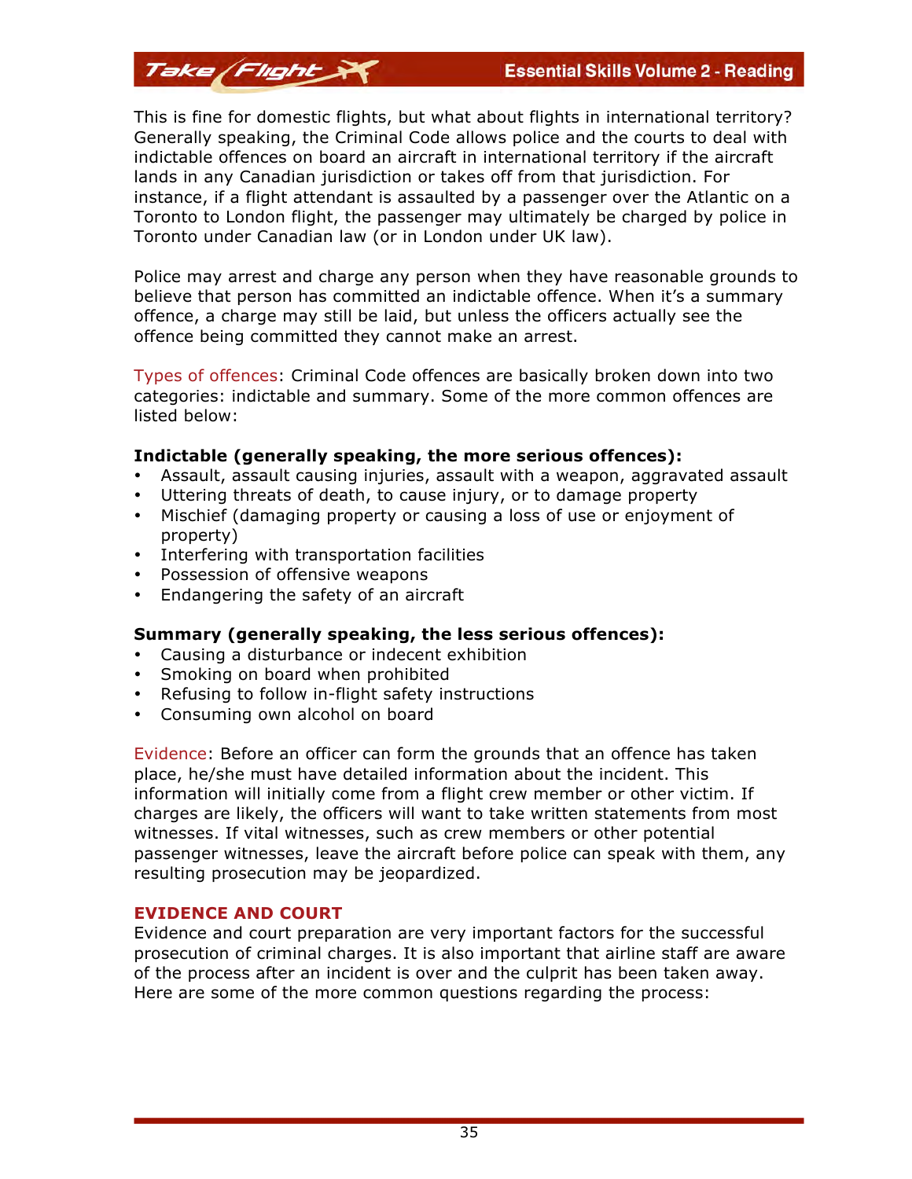This is fine for domestic flights, but what about flights in international territory? Generally speaking, the Criminal Code allows police and the courts to deal with indictable offences on board an aircraft in international territory if the aircraft lands in any Canadian jurisdiction or takes off from that jurisdiction. For instance, if a flight attendant is assaulted by a passenger over the Atlantic on a Toronto to London flight, the passenger may ultimately be charged by police in Toronto under Canadian law (or in London under UK law).

Police may arrest and charge any person when they have reasonable grounds to believe that person has committed an indictable offence. When it's a summary offence, a charge may still be laid, but unless the officers actually see the offence being committed they cannot make an arrest.

Types of offences: Criminal Code offences are basically broken down into two categories: indictable and summary. Some of the more common offences are listed below:

**Indictable (generally speaking, the more serious offences):**

- Assault, assault causing injuries, assault with a weapon, aggravated assault
- Uttering threats of death, to cause injury, or to damage property
- Mischief (damaging property or causing a loss of use or enjoyment of property)
- Interfering with transportation facilities
- Possession of offensive weapons
- Endangering the safety of an aircraft

**Summary (generally speaking, the less serious offences):**

- Causing a disturbance or indecent exhibition
- Smoking on board when prohibited
- Refusing to follow in-flight safety instructions
- Consuming own alcohol on board

Evidence: Before an officer can form the grounds that an offence has taken place, he/she must have detailed information about the incident. This information will initially come from a flight crew member or other victim. If charges are likely, the officers will want to take written statements from most witnesses. If vital witnesses, such as crew members or other potential passenger witnesses, leave the aircraft before police can speak with them, any resulting prosecution may be jeopardized.

## EVIDENCE AND COURT

Evidence and court preparation are very important factors for the successful prosecution of criminal charges. It is also important that airline staff are aware of the process after an incident is over and the culprit has been taken away. Here are some of the more common questions regarding the process: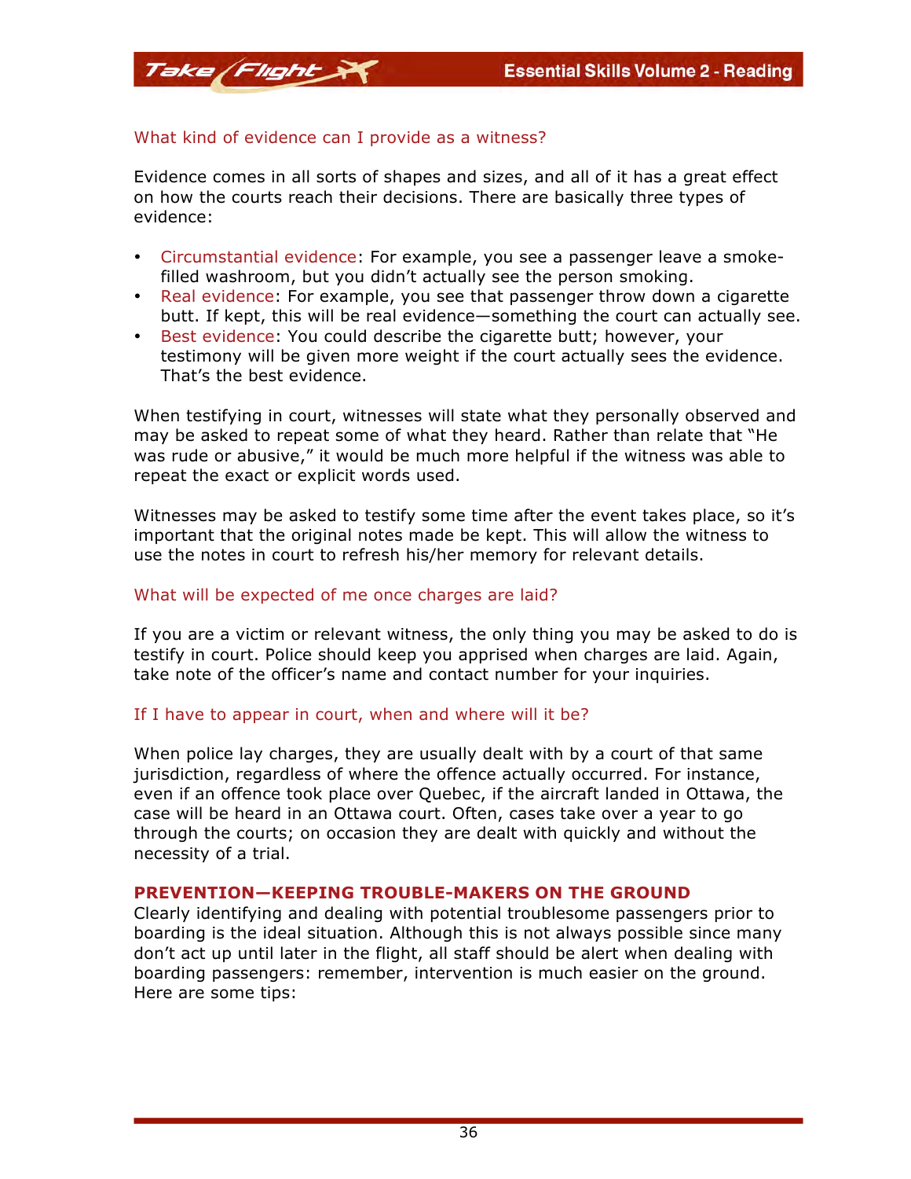### What kind of evidence can I provide as a witness?

Evidence comes in all sorts of shapes and sizes, and all of it has a great effect on how the courts reach their decisions. There are basically three types of evidence:

- Circumstantial evidence: For example, you see a passenger leave a smoke-filled washroom, but you didn't actually see the person smoking.
- Real evidence: For example, you see that passenger throw down a cigarette butt. If kept, this will be real evidence—something the court can actually see.
- Best evidence: You could describe the cigarette butt; however, your testimony will be given more weight if the court actually sees the evidence. That's the best evidence.

When testifying in court, witnesses will state what they personally observed and may be asked to repeat some of what they heard. Rather than relate that "He was rude or abusive," it would be much more helpful if the witness was able to repeat the exact or explicit words used.

Witnesses may be asked to testify some time after the event takes place, so it's important that the original notes made be kept. This will allow the witness to use the notes in court to refresh his/her memory for relevant details.

### What will be expected of me once charges are laid?

If you are a victim or relevant witness, the only thing you may be asked to do is testify in court. Police should keep you apprised when charges are laid. Again, take note of the officer's name and contact number for your inquiries.

### If I have to appear in court, when and where will it be?

When police lay charges, they are usually dealt with by a court of that same jurisdiction, regardless of where the offence actually occurred. For instance, even if an offence took place over Quebec, if the aircraft landed in Ottawa, the case will be heard in an Ottawa court. Often, cases take over a year to go through the courts; on occasion they are dealt with quickly and without the necessity of a trial.

## PREVENTION—KEEPING TROUBLE-MAKERS ON THE GROUND

Clearly identifying and dealing with potential troublesome passengers prior to boarding is the ideal situation. Although this is not always possible since many don't act up until later in the flight, all staff should be alert when dealing with boarding passengers: remember, intervention is much easier on the ground. Here are some tips: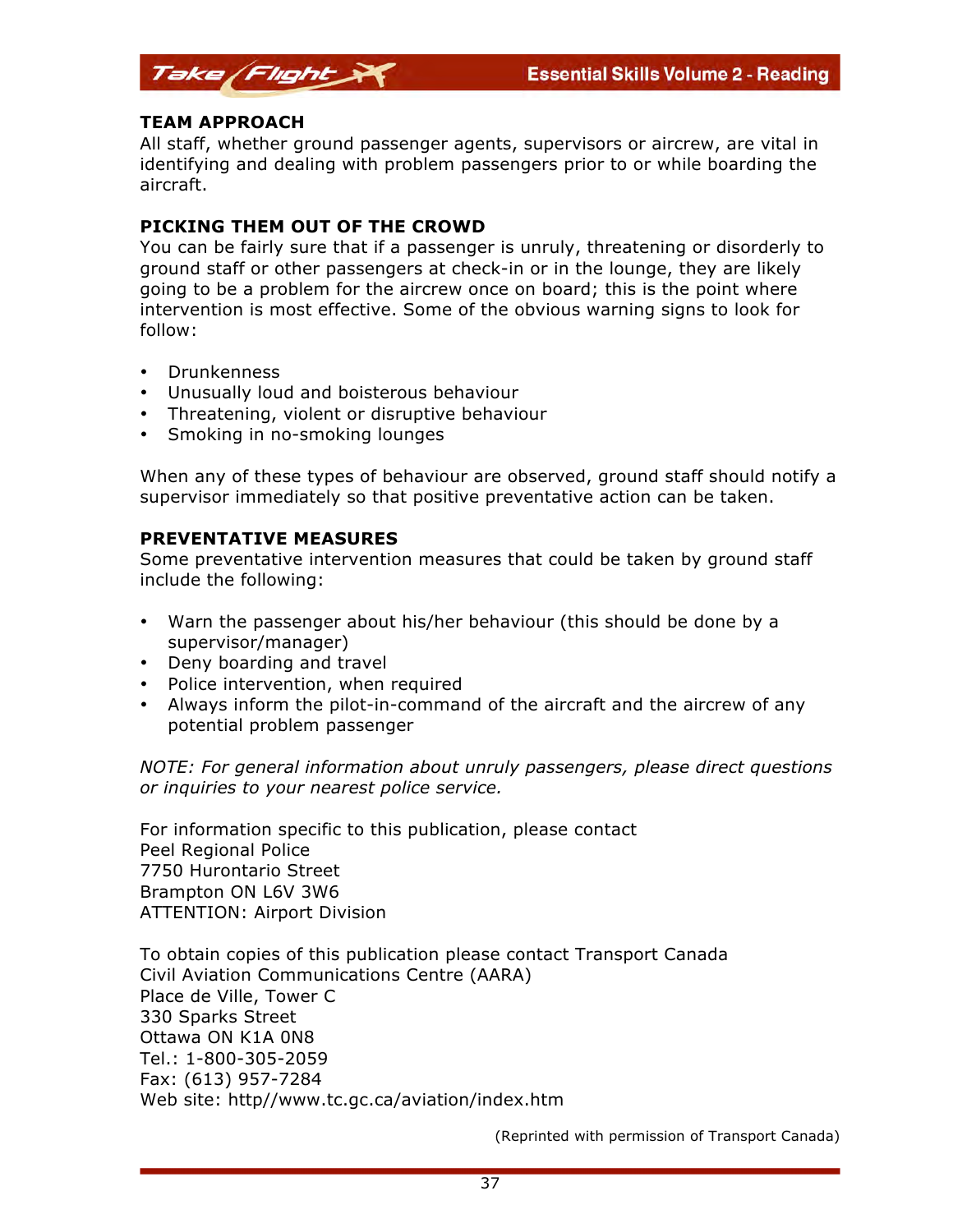**TEAM APPROACH**
All staff, whether ground passenger agents, supervisors or aircrew, are vital in identifying and dealing with problem passengers prior to or while boarding the aircraft.

**PICKING THEM OUT OF THE CROWD**
You can be fairly sure that if a passenger is unruly, threatening or disorderly to ground staff or other passengers at check-in or in the lounge, they are likely going to be a problem for the aircrew once on board; this is the point where intervention is most effective. Some of the obvious warning signs to look for follow:

- Drunkenness
- Unusually loud and boisterous behaviour
- Threatening, violent or disruptive behaviour
- Smoking in no-smoking lounges

When any of these types of behaviour are observed, ground staff should notify a supervisor immediately so that positive preventative action can be taken.

**PREVENTATIVE MEASURES**
Some preventative intervention measures that could be taken by ground staff include the following:

- Warn the passenger about his/her behaviour (this should be done by a supervisor/manager)
- Deny boarding and travel
- Police intervention, when required
- Always inform the pilot-in-command of the aircraft and the aircrew of any potential problem passenger

*NOTE: For general information about unruly passengers, please direct questions or inquiries to your nearest police service.*

For information specific to this publication, please contact
Peel Regional Police
7750 Hurontario Street
Brampton ON L6V 3W6
ATTENTION: Airport Division

To obtain copies of this publication please contact Transport Canada
Civil Aviation Communications Centre (AARA)
Place de Ville, Tower C
330 Sparks Street
Ottawa ON K1A 0N8
Tel.: 1-800-305-2059
Fax: (613) 957-7284
Web site: http//www.tc.gc.ca/aviation/index.htm

(Reprinted with permission of Transport Canada)